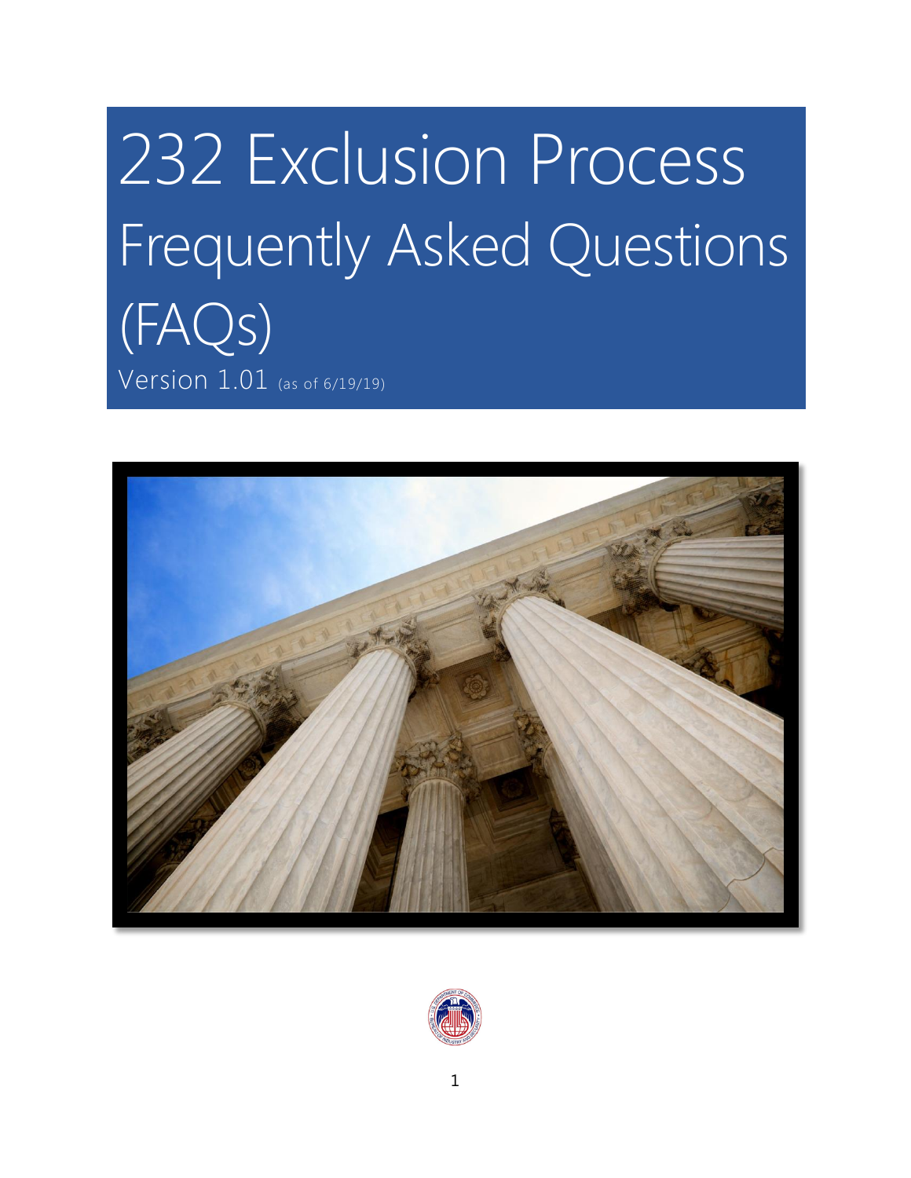# 232 Exclusion Process Frequently Asked Questions (FAQs)

Version 1.01 (as of 6/19/19)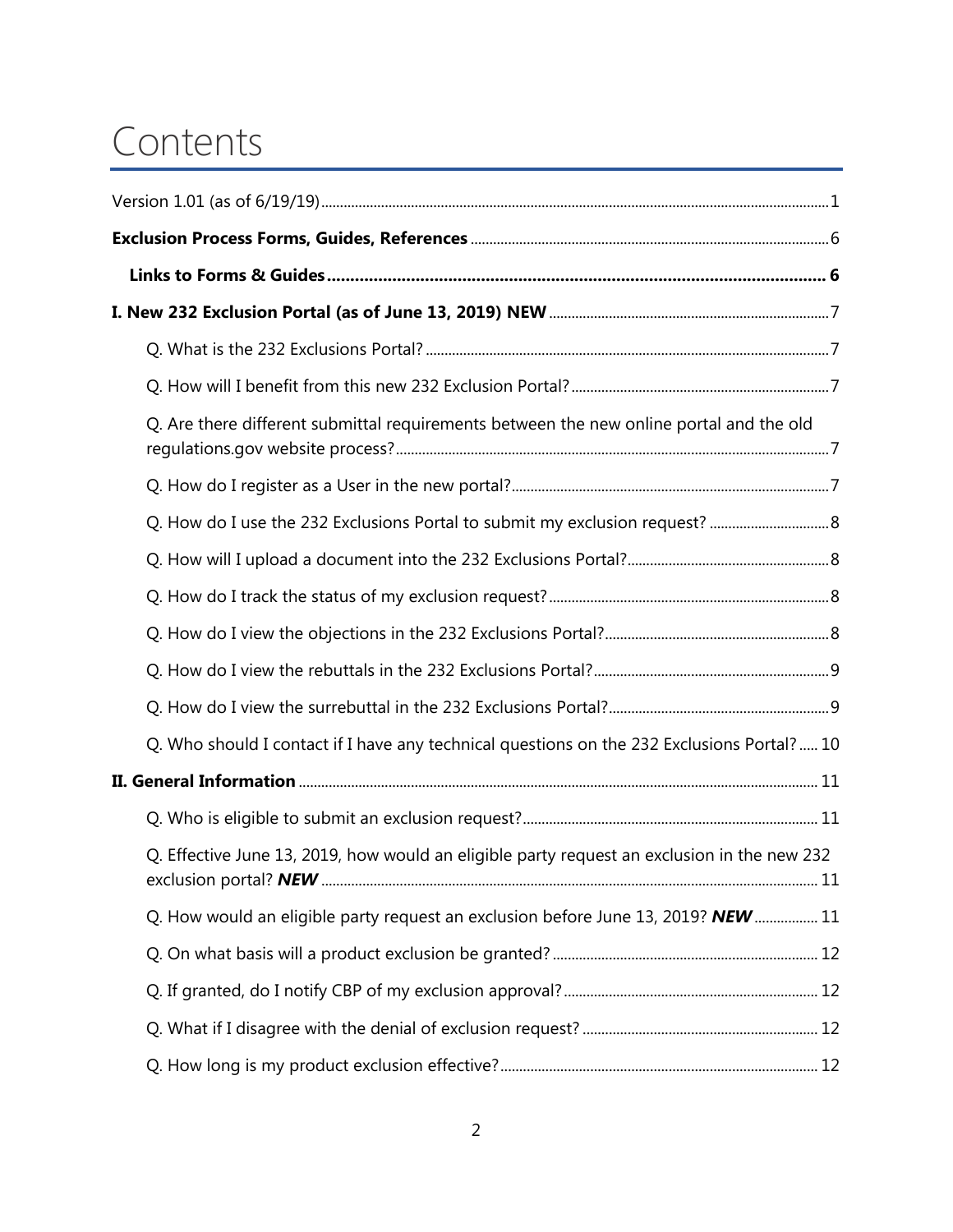# Contents

Version 1.01 (as of 6/19/19) ... 1

**Exclusion Process Forms, Guides, References** ... 6

- **Links to Forms & Guides** ... 6

**I. New 232 Exclusion Portal (as of June 13, 2019) NEW** ... 7

- Q. What is the 232 Exclusions Portal? ... 7
- Q. How will I benefit from this new 232 Exclusion Portal? ... 7
- Q. Are there different submittal requirements between the new online portal and the old regulations.gov website process? ... 7
- Q. How do I register as a User in the new portal? ... 7
- Q. How do I use the 232 Exclusions Portal to submit my exclusion request? ... 8
- Q. How will I upload a document into the 232 Exclusions Portal? ... 8
- Q. How do I track the status of my exclusion request? ... 8
- Q. How do I view the objections in the 232 Exclusions Portal? ... 8
- Q. How do I view the rebuttals in the 232 Exclusions Portal? ... 9
- Q. How do I view the surrebuttal in the 232 Exclusions Portal? ... 9
- Q. Who should I contact if I have any technical questions on the 232 Exclusions Portal? ... 10

**II. General Information** ... 11

- Q. Who is eligible to submit an exclusion request? ... 11
- Q. Effective June 13, 2019, how would an eligible party request an exclusion in the new 232 exclusion portal? ***NEW*** ... 11
- Q. How would an eligible party request an exclusion before June 13, 2019? ***NEW*** ... 11
- Q. On what basis will a product exclusion be granted? ... 12
- Q. If granted, do I notify CBP of my exclusion approval? ... 12
- Q. What if I disagree with the denial of exclusion request? ... 12
- Q. How long is my product exclusion effective? ... 12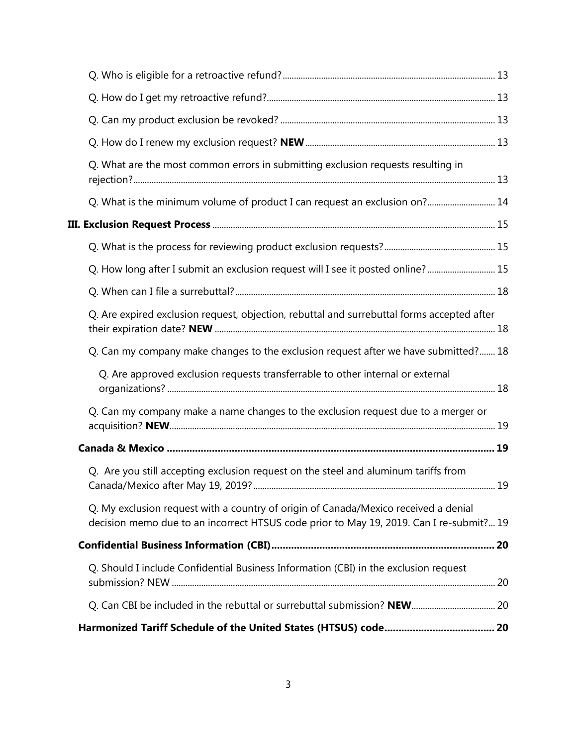- Q. Who is eligible for a retroactive refund? 13
- Q. How do I get my retroactive refund? 13
- Q. Can my product exclusion be revoked? 13
- Q. How do I renew my exclusion request? **NEW** 13
- Q. What are the most common errors in submitting exclusion requests resulting in rejection? 13
- Q. What is the minimum volume of product I can request an exclusion on? 14

**III. Exclusion Request Process** 15

- Q. What is the process for reviewing product exclusion requests? 15
- Q. How long after I submit an exclusion request will I see it posted online? 15
- Q. When can I file a surrebuttal? 18
- Q. Are expired exclusion request, objection, rebuttal and surrebuttal forms accepted after their expiration date? **NEW** 18
- Q. Can my company make changes to the exclusion request after we have submitted? 18
  - Q. Are approved exclusion requests transferrable to other internal or external organizations? 18
- Q. Can my company make a name changes to the exclusion request due to a merger or acquisition? **NEW** 19

**Canada & Mexico** 19

- Q. Are you still accepting exclusion request on the steel and aluminum tariffs from Canada/Mexico after May 19, 2019? 19
- Q. My exclusion request with a country of origin of Canada/Mexico received a denial decision memo due to an incorrect HTSUS code prior to May 19, 2019. Can I re-submit? 19

**Confidential Business Information (CBI)** 20

- Q. Should I include Confidential Business Information (CBI) in the exclusion request submission? NEW 20
- Q. Can CBI be included in the rebuttal or surrebuttal submission? **NEW** 20

**Harmonized Tariff Schedule of the United States (HTSUS) code** 20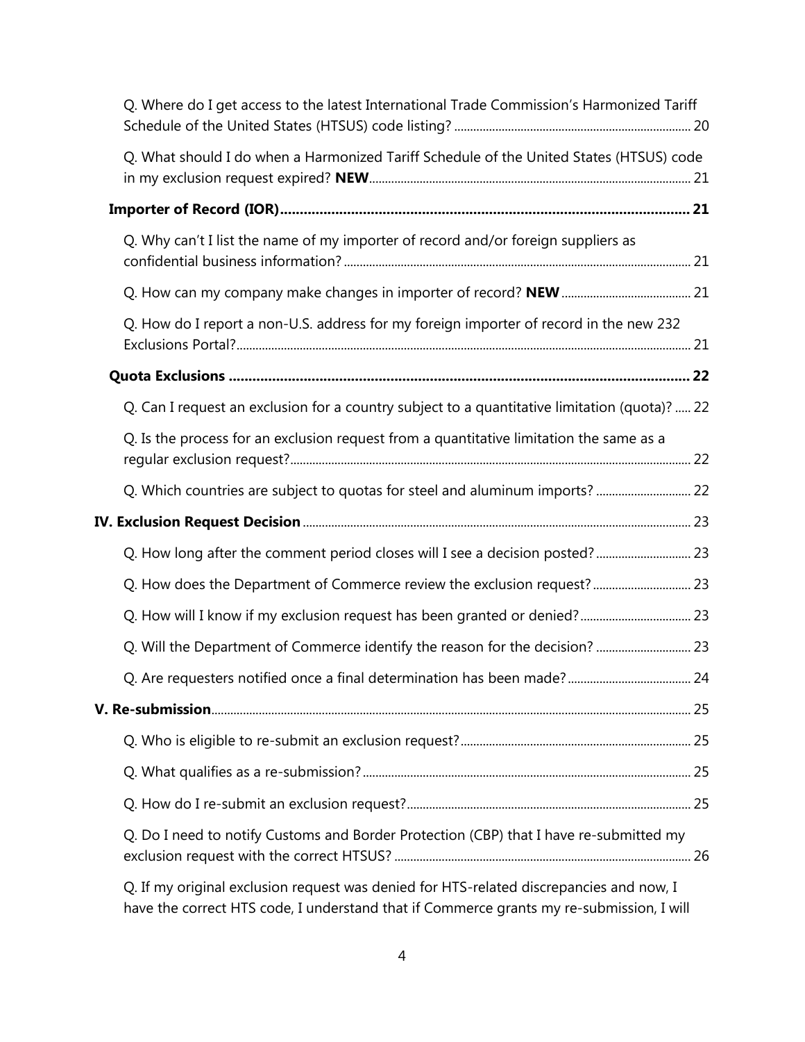Q. Where do I get access to the latest International Trade Commission's Harmonized Tariff Schedule of the United States (HTSUS) code listing? .......... 20

Q. What should I do when a Harmonized Tariff Schedule of the United States (HTSUS) code in my exclusion request expired? **NEW** .......... 21

**Importer of Record (IOR)** .......... **21**

Q. Why can't I list the name of my importer of record and/or foreign suppliers as confidential business information? .......... 21

Q. How can my company make changes in importer of record? **NEW** .......... 21

Q. How do I report a non-U.S. address for my foreign importer of record in the new 232 Exclusions Portal? .......... 21

**Quota Exclusions** .......... **22**

Q. Can I request an exclusion for a country subject to a quantitative limitation (quota)? .......... 22

Q. Is the process for an exclusion request from a quantitative limitation the same as a regular exclusion request? .......... 22

Q. Which countries are subject to quotas for steel and aluminum imports? .......... 22

**IV. Exclusion Request Decision** .......... 23

Q. How long after the comment period closes will I see a decision posted? .......... 23

Q. How does the Department of Commerce review the exclusion request? .......... 23

Q. How will I know if my exclusion request has been granted or denied? .......... 23

Q. Will the Department of Commerce identify the reason for the decision? .......... 23

Q. Are requesters notified once a final determination has been made? .......... 24

**V. Re-submission** .......... 25

Q. Who is eligible to re-submit an exclusion request? .......... 25

Q. What qualifies as a re-submission? .......... 25

Q. How do I re-submit an exclusion request? .......... 25

Q. Do I need to notify Customs and Border Protection (CBP) that I have re-submitted my exclusion request with the correct HTSUS? .......... 26

Q. If my original exclusion request was denied for HTS-related discrepancies and now, I have the correct HTS code, I understand that if Commerce grants my re-submission, I will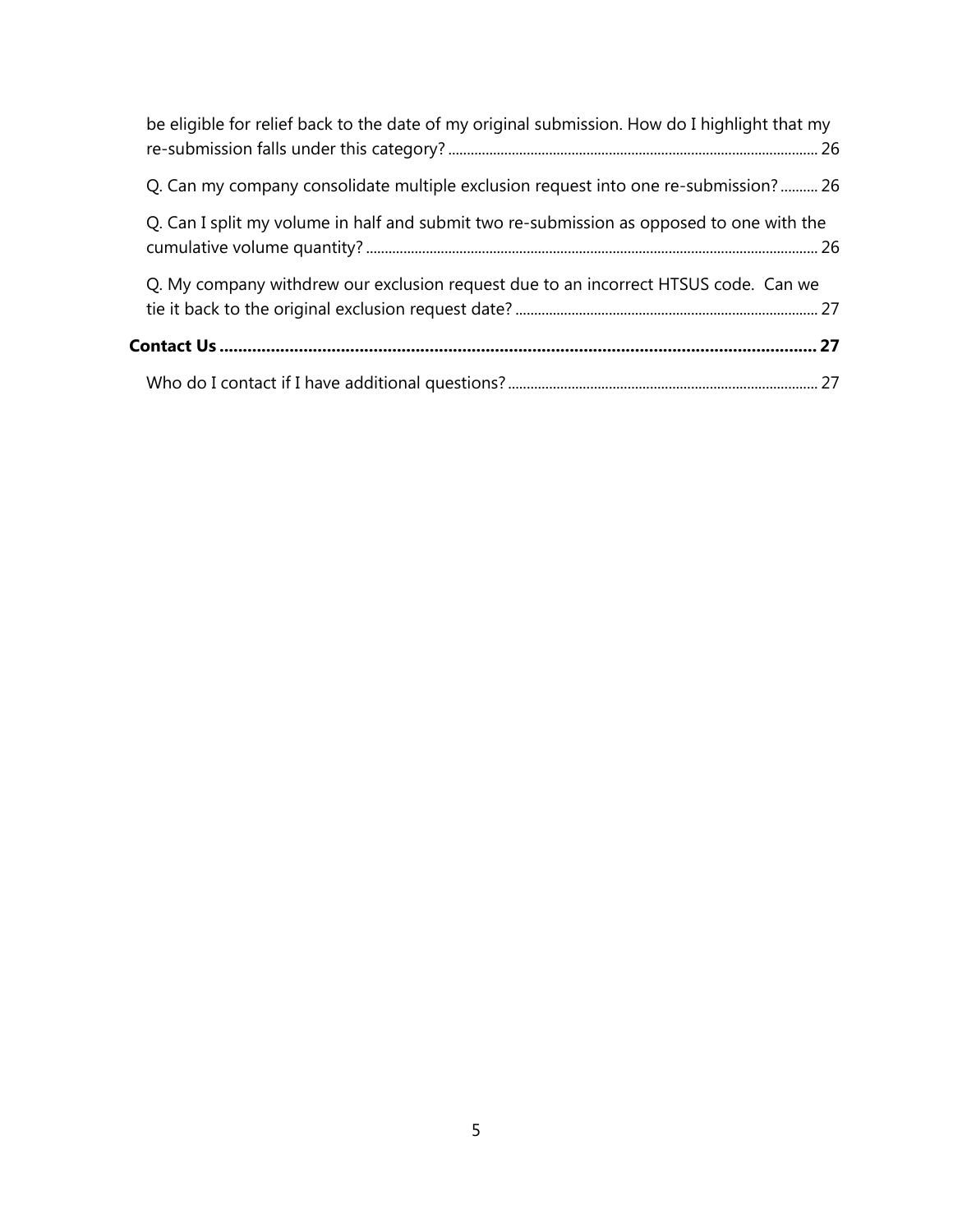be eligible for relief back to the date of my original submission. How do I highlight that my re-submission falls under this category? ........ 26

Q. Can my company consolidate multiple exclusion request into one re-submission? ........ 26

Q. Can I split my volume in half and submit two re-submission as opposed to one with the cumulative volume quantity? ........ 26

Q. My company withdrew our exclusion request due to an incorrect HTSUS code. Can we tie it back to the original exclusion request date? ........ 27

**Contact Us ........ 27**

Who do I contact if I have additional questions? ........ 27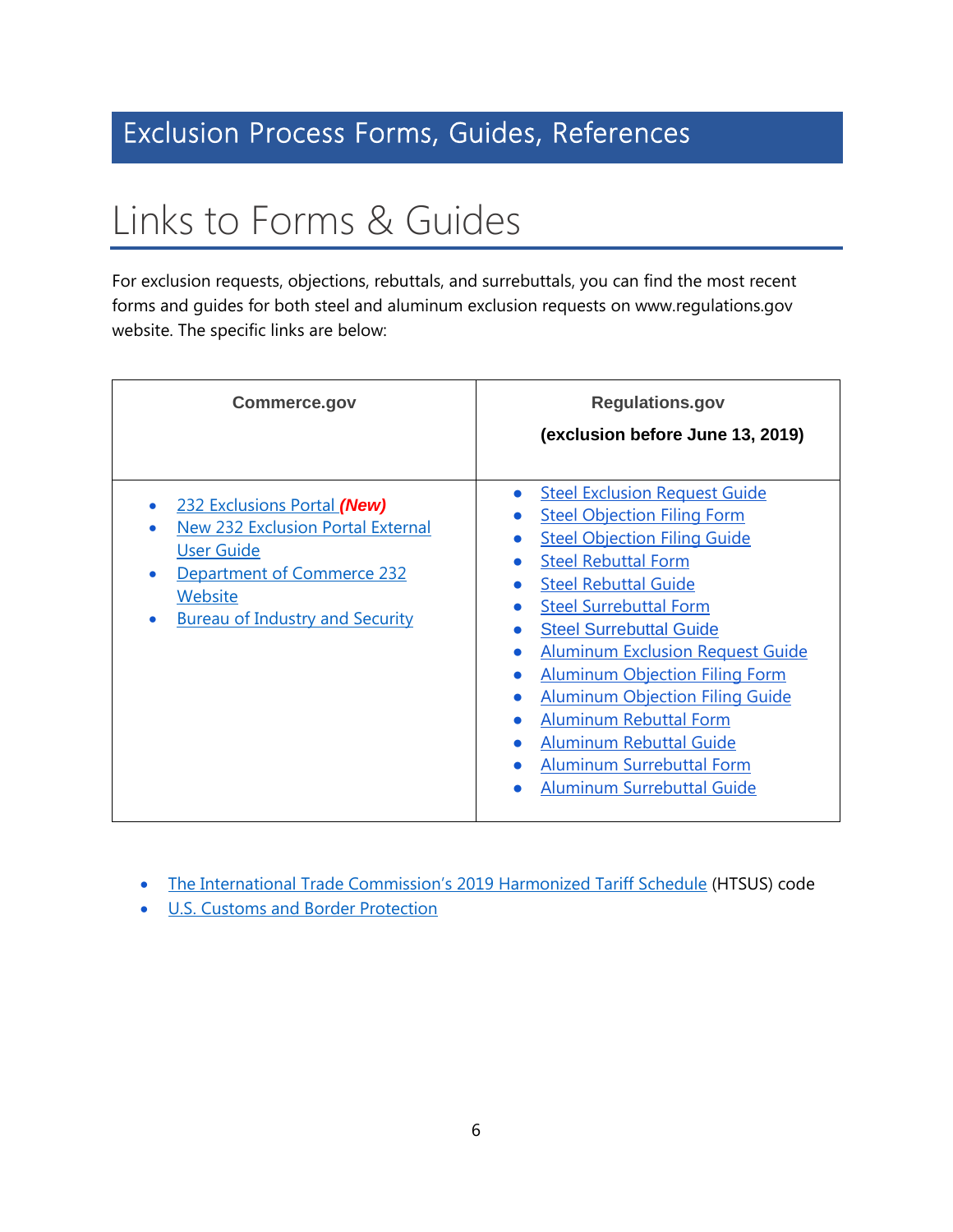# Exclusion Process Forms, Guides, References

## Links to Forms & Guides

For exclusion requests, objections, rebuttals, and surrebuttals, you can find the most recent forms and guides for both steel and aluminum exclusion requests on www.regulations.gov website. The specific links are below:

| **Commerce.gov** | **Regulations.gov**<br>**(exclusion before June 13, 2019)** |
|---|---|
| • 232 Exclusions Portal ***(New)***<br>• New 232 Exclusion Portal External User Guide<br>• Department of Commerce 232 Website<br>• Bureau of Industry and Security | • Steel Exclusion Request Guide<br>• Steel Objection Filing Form<br>• Steel Objection Filing Guide<br>• Steel Rebuttal Form<br>• Steel Rebuttal Guide<br>• Steel Surrebuttal Form<br>• Steel Surrebuttal Guide<br>• Aluminum Exclusion Request Guide<br>• Aluminum Objection Filing Form<br>• Aluminum Objection Filing Guide<br>• Aluminum Rebuttal Form<br>• Aluminum Rebuttal Guide<br>• Aluminum Surrebuttal Form<br>• Aluminum Surrebuttal Guide |

- The International Trade Commission's 2019 Harmonized Tariff Schedule (HTSUS) code
- U.S. Customs and Border Protection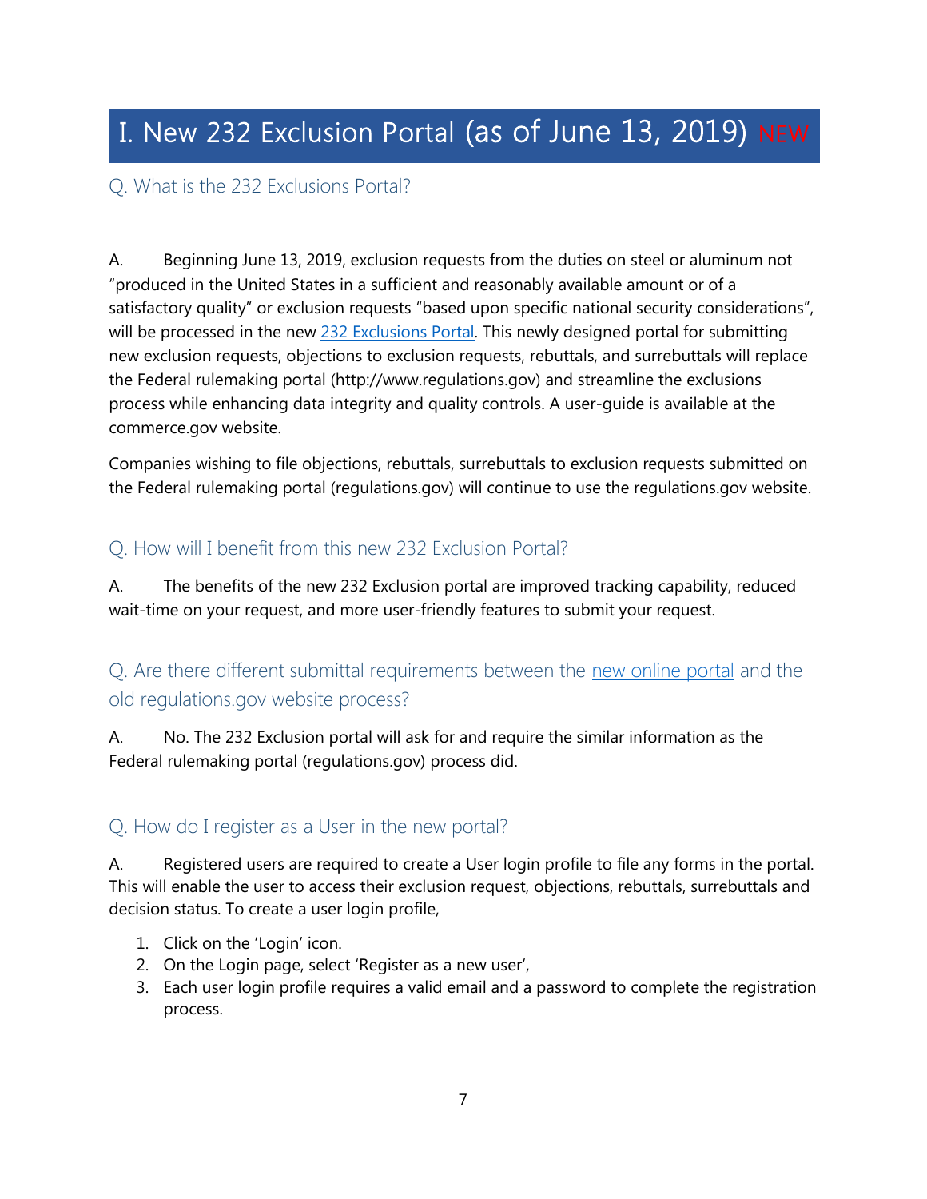# I. New 232 Exclusion Portal (as of June 13, 2019) NEW

## Q. What is the 232 Exclusions Portal?

A. Beginning June 13, 2019, exclusion requests from the duties on steel or aluminum not "produced in the United States in a sufficient and reasonably available amount or of a satisfactory quality" or exclusion requests "based upon specific national security considerations", will be processed in the new 232 Exclusions Portal. This newly designed portal for submitting new exclusion requests, objections to exclusion requests, rebuttals, and surrebuttals will replace the Federal rulemaking portal (http://www.regulations.gov) and streamline the exclusions process while enhancing data integrity and quality controls. A user-guide is available at the commerce.gov website.

Companies wishing to file objections, rebuttals, surrebuttals to exclusion requests submitted on the Federal rulemaking portal (regulations.gov) will continue to use the regulations.gov website.

## Q. How will I benefit from this new 232 Exclusion Portal?

A. The benefits of the new 232 Exclusion portal are improved tracking capability, reduced wait-time on your request, and more user-friendly features to submit your request.

## Q. Are there different submittal requirements between the new online portal and the old regulations.gov website process?

A. No. The 232 Exclusion portal will ask for and require the similar information as the Federal rulemaking portal (regulations.gov) process did.

## Q. How do I register as a User in the new portal?

A. Registered users are required to create a User login profile to file any forms in the portal. This will enable the user to access their exclusion request, objections, rebuttals, surrebuttals and decision status. To create a user login profile,

1. Click on the 'Login' icon.
2. On the Login page, select 'Register as a new user',
3. Each user login profile requires a valid email and a password to complete the registration process.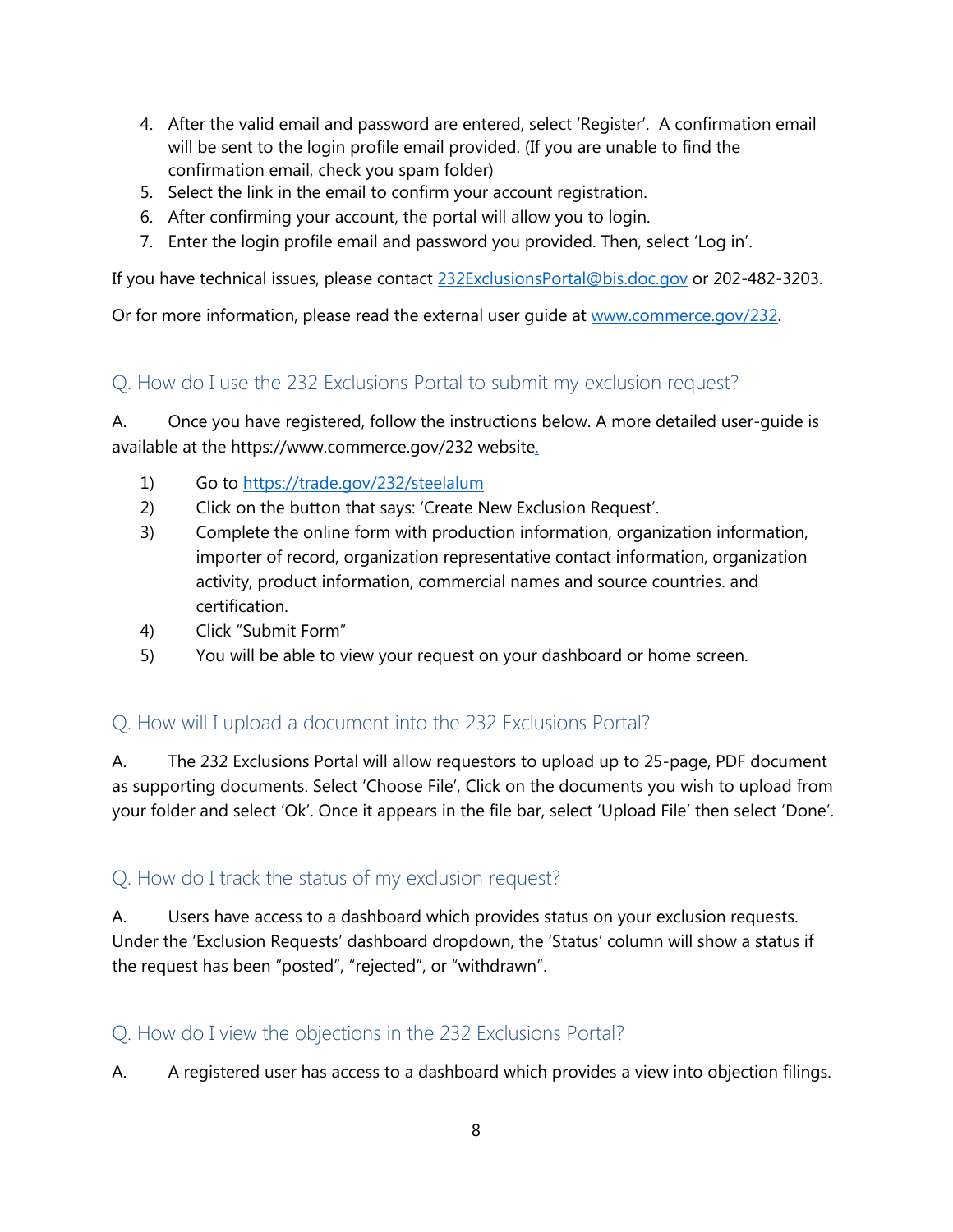4. After the valid email and password are entered, select 'Register'. A confirmation email will be sent to the login profile email provided. (If you are unable to find the confirmation email, check you spam folder)
5. Select the link in the email to confirm your account registration.
6. After confirming your account, the portal will allow you to login.
7. Enter the login profile email and password you provided. Then, select 'Log in'.

If you have technical issues, please contact [232ExclusionsPortal@bis.doc.gov](mailto:232ExclusionsPortal@bis.doc.gov) or 202-482-3203.

Or for more information, please read the external user guide at [www.commerce.gov/232](http://www.commerce.gov/232).

## Q. How do I use the 232 Exclusions Portal to submit my exclusion request?

A. Once you have registered, follow the instructions below. A more detailed user-guide is available at the https://www.commerce.gov/232 website.

1) Go to [https://trade.gov/232/steelalum](https://trade.gov/232/steelalum)
2) Click on the button that says: 'Create New Exclusion Request'.
3) Complete the online form with production information, organization information, importer of record, organization representative contact information, organization activity, product information, commercial names and source countries. and certification.
4) Click "Submit Form"
5) You will be able to view your request on your dashboard or home screen.

## Q. How will I upload a document into the 232 Exclusions Portal?

A. The 232 Exclusions Portal will allow requestors to upload up to 25-page, PDF document as supporting documents. Select 'Choose File', Click on the documents you wish to upload from your folder and select 'Ok'. Once it appears in the file bar, select 'Upload File' then select 'Done'.

## Q. How do I track the status of my exclusion request?

A. Users have access to a dashboard which provides status on your exclusion requests. Under the 'Exclusion Requests' dashboard dropdown, the 'Status' column will show a status if the request has been "posted", "rejected", or "withdrawn".

## Q. How do I view the objections in the 232 Exclusions Portal?

A. A registered user has access to a dashboard which provides a view into objection filings.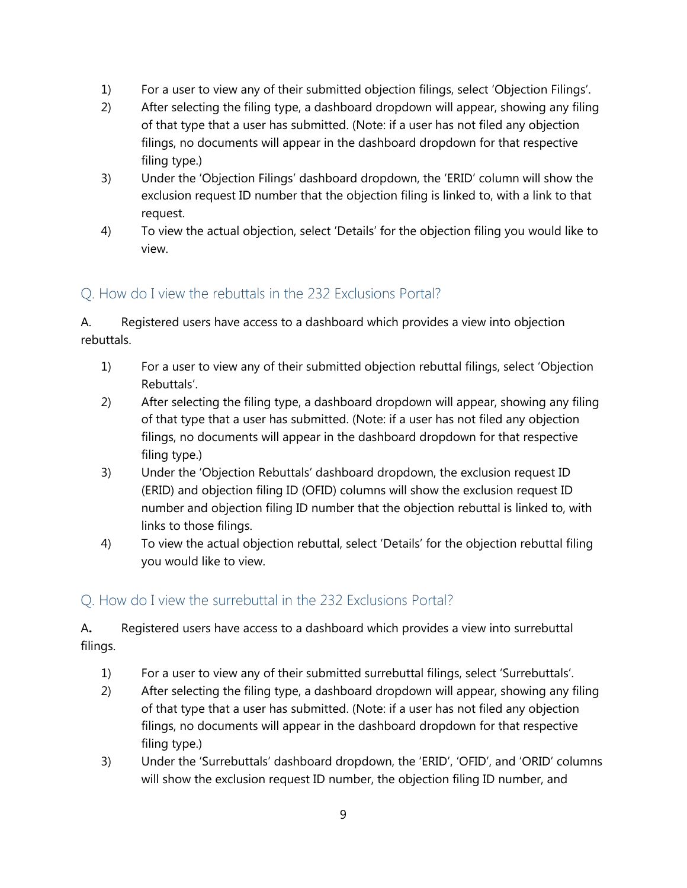1) For a user to view any of their submitted objection filings, select 'Objection Filings'.
2) After selecting the filing type, a dashboard dropdown will appear, showing any filing of that type that a user has submitted. (Note: if a user has not filed any objection filings, no documents will appear in the dashboard dropdown for that respective filing type.)
3) Under the 'Objection Filings' dashboard dropdown, the 'ERID' column will show the exclusion request ID number that the objection filing is linked to, with a link to that request.
4) To view the actual objection, select 'Details' for the objection filing you would like to view.

## Q. How do I view the rebuttals in the 232 Exclusions Portal?

A. Registered users have access to a dashboard which provides a view into objection rebuttals.

1) For a user to view any of their submitted objection rebuttal filings, select 'Objection Rebuttals'.
2) After selecting the filing type, a dashboard dropdown will appear, showing any filing of that type that a user has submitted. (Note: if a user has not filed any objection filings, no documents will appear in the dashboard dropdown for that respective filing type.)
3) Under the 'Objection Rebuttals' dashboard dropdown, the exclusion request ID (ERID) and objection filing ID (OFID) columns will show the exclusion request ID number and objection filing ID number that the objection rebuttal is linked to, with links to those filings.
4) To view the actual objection rebuttal, select 'Details' for the objection rebuttal filing you would like to view.

## Q. How do I view the surrebuttal in the 232 Exclusions Portal?

A**.** Registered users have access to a dashboard which provides a view into surrebuttal filings.

1) For a user to view any of their submitted surrebuttal filings, select 'Surrebuttals'.
2) After selecting the filing type, a dashboard dropdown will appear, showing any filing of that type that a user has submitted. (Note: if a user has not filed any objection filings, no documents will appear in the dashboard dropdown for that respective filing type.)
3) Under the 'Surrebuttals' dashboard dropdown, the 'ERID', 'OFID', and 'ORID' columns will show the exclusion request ID number, the objection filing ID number, and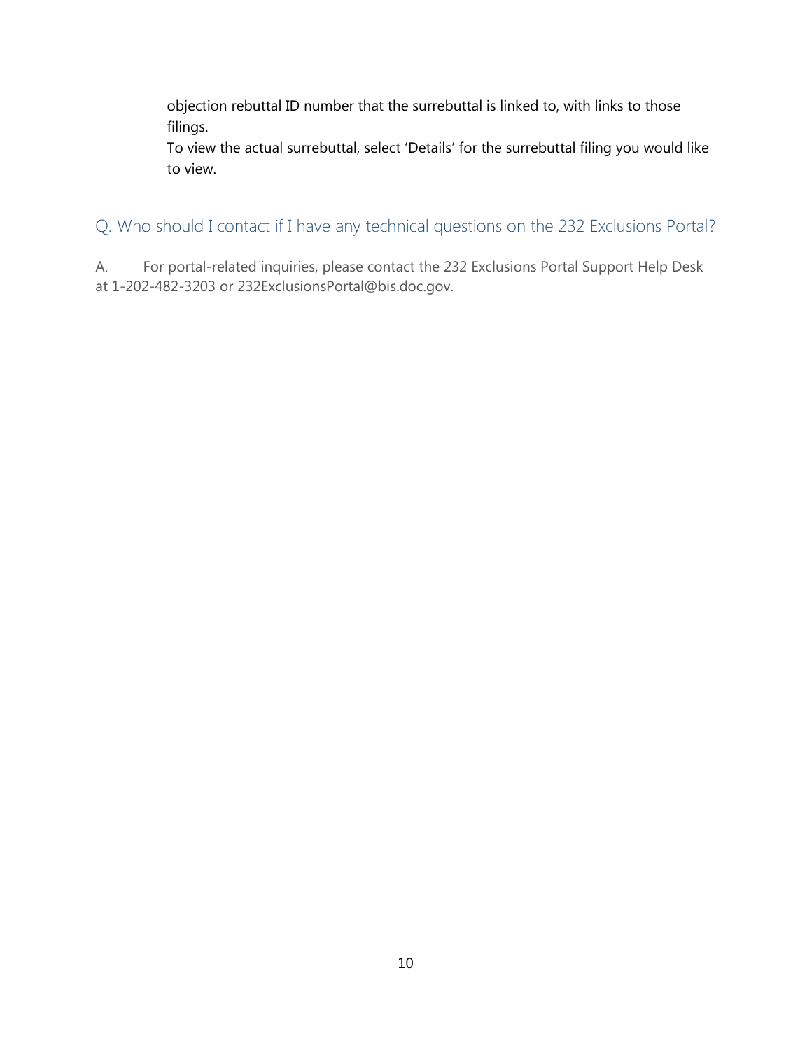objection rebuttal ID number that the surrebuttal is linked to, with links to those filings.

To view the actual surrebuttal, select 'Details' for the surrebuttal filing you would like to view.

## Q. Who should I contact if I have any technical questions on the 232 Exclusions Portal?

A. For portal-related inquiries, please contact the 232 Exclusions Portal Support Help Desk at 1-202-482-3203 or 232ExclusionsPortal@bis.doc.gov.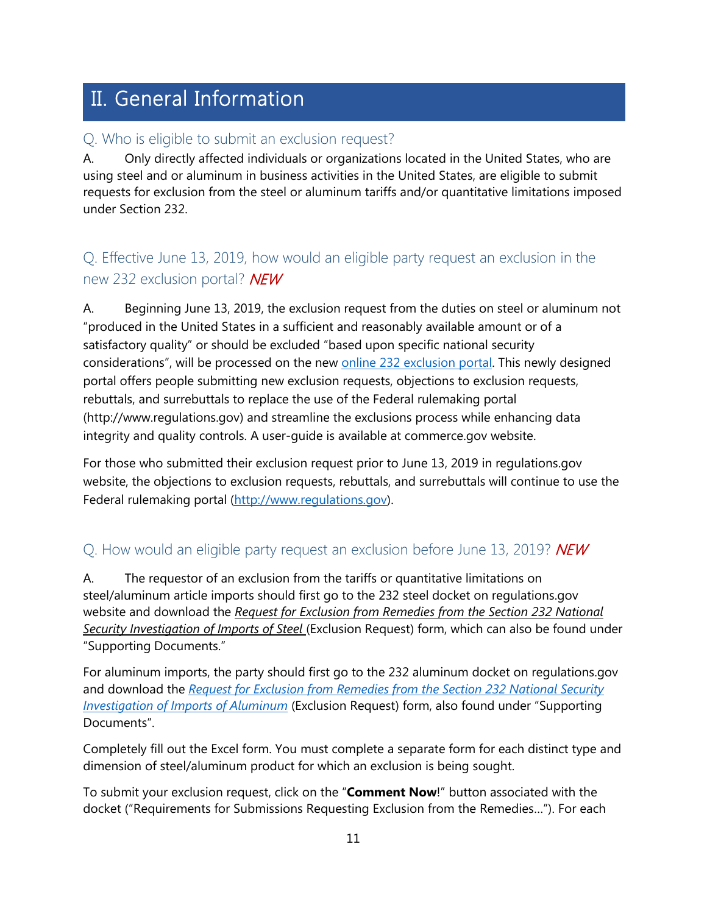# II. General Information

## Q. Who is eligible to submit an exclusion request?

A. Only directly affected individuals or organizations located in the United States, who are using steel and or aluminum in business activities in the United States, are eligible to submit requests for exclusion from the steel or aluminum tariffs and/or quantitative limitations imposed under Section 232.

## Q. Effective June 13, 2019, how would an eligible party request an exclusion in the new 232 exclusion portal? *NEW*

A. Beginning June 13, 2019, the exclusion request from the duties on steel or aluminum not "produced in the United States in a sufficient and reasonably available amount or of a satisfactory quality" or should be excluded "based upon specific national security considerations", will be processed on the new online 232 exclusion portal. This newly designed portal offers people submitting new exclusion requests, objections to exclusion requests, rebuttals, and surrebuttals to replace the use of the Federal rulemaking portal (http://www.regulations.gov) and streamline the exclusions process while enhancing data integrity and quality controls. A user-guide is available at commerce.gov website.

For those who submitted their exclusion request prior to June 13, 2019 in regulations.gov website, the objections to exclusion requests, rebuttals, and surrebuttals will continue to use the Federal rulemaking portal (http://www.regulations.gov).

## Q. How would an eligible party request an exclusion before June 13, 2019? *NEW*

A. The requestor of an exclusion from the tariffs or quantitative limitations on steel/aluminum article imports should first go to the 232 steel docket on regulations.gov website and download the *Request for Exclusion from Remedies from the Section 232 National Security Investigation of Imports of Steel* (Exclusion Request) form, which can also be found under "Supporting Documents."

For aluminum imports, the party should first go to the 232 aluminum docket on regulations.gov and download the *Request for Exclusion from Remedies from the Section 232 National Security Investigation of Imports of Aluminum* (Exclusion Request) form, also found under "Supporting Documents".

Completely fill out the Excel form. You must complete a separate form for each distinct type and dimension of steel/aluminum product for which an exclusion is being sought.

To submit your exclusion request, click on the "**Comment Now**!" button associated with the docket ("Requirements for Submissions Requesting Exclusion from the Remedies…"). For each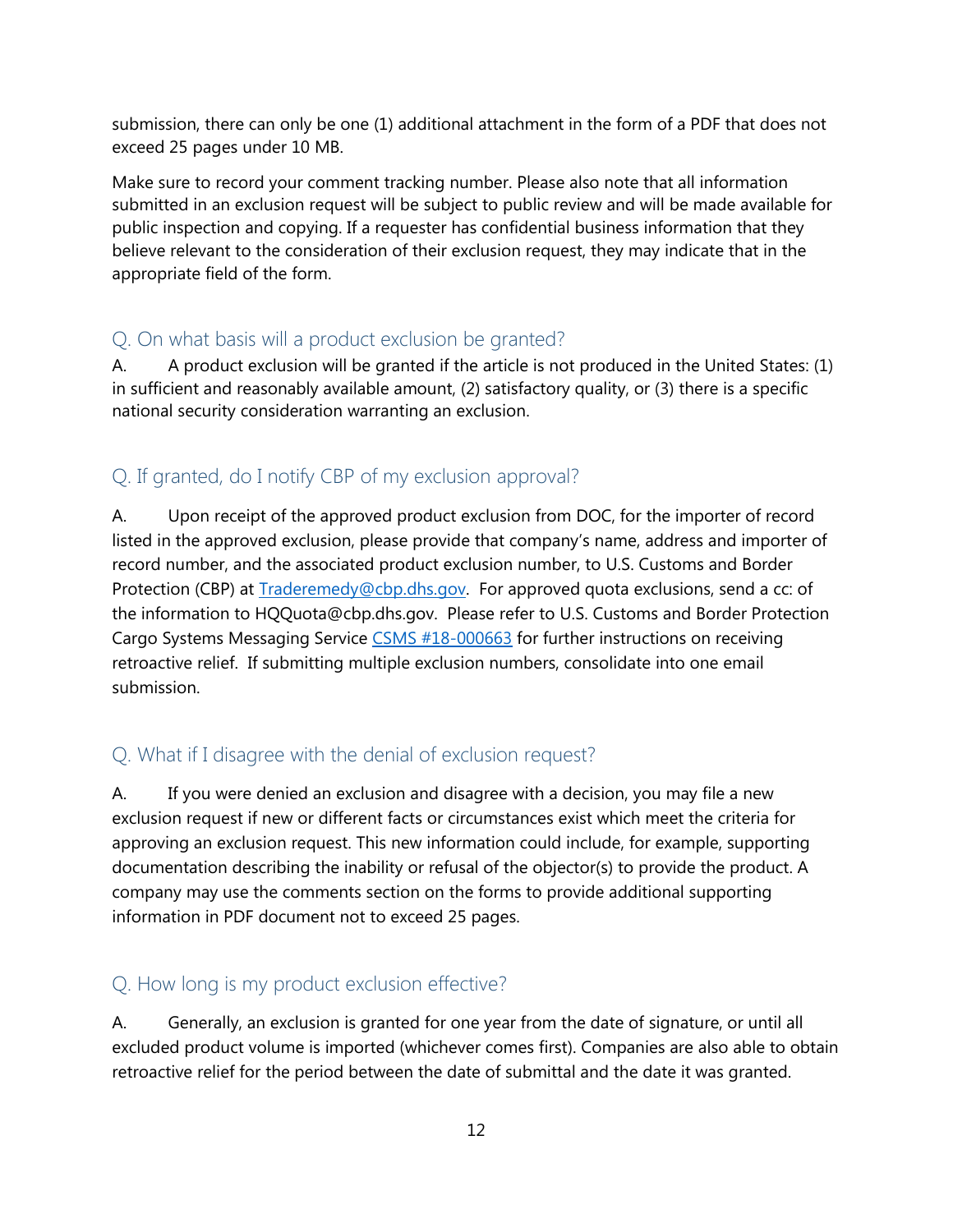submission, there can only be one (1) additional attachment in the form of a PDF that does not exceed 25 pages under 10 MB.

Make sure to record your comment tracking number. Please also note that all information submitted in an exclusion request will be subject to public review and will be made available for public inspection and copying. If a requester has confidential business information that they believe relevant to the consideration of their exclusion request, they may indicate that in the appropriate field of the form.

## Q. On what basis will a product exclusion be granted?

A. A product exclusion will be granted if the article is not produced in the United States: (1) in sufficient and reasonably available amount, (2) satisfactory quality, or (3) there is a specific national security consideration warranting an exclusion.

## Q. If granted, do I notify CBP of my exclusion approval?

A. Upon receipt of the approved product exclusion from DOC, for the importer of record listed in the approved exclusion, please provide that company's name, address and importer of record number, and the associated product exclusion number, to U.S. Customs and Border Protection (CBP) at [Traderemedy@cbp.dhs.gov](mailto:Traderemedy@cbp.dhs.gov). For approved quota exclusions, send a cc: of the information to HQQuota@cbp.dhs.gov. Please refer to U.S. Customs and Border Protection Cargo Systems Messaging Service [CSMS #18-000663]() for further instructions on receiving retroactive relief. If submitting multiple exclusion numbers, consolidate into one email submission.

## Q. What if I disagree with the denial of exclusion request?

A. If you were denied an exclusion and disagree with a decision, you may file a new exclusion request if new or different facts or circumstances exist which meet the criteria for approving an exclusion request. This new information could include, for example, supporting documentation describing the inability or refusal of the objector(s) to provide the product. A company may use the comments section on the forms to provide additional supporting information in PDF document not to exceed 25 pages.

## Q. How long is my product exclusion effective?

A. Generally, an exclusion is granted for one year from the date of signature, or until all excluded product volume is imported (whichever comes first). Companies are also able to obtain retroactive relief for the period between the date of submittal and the date it was granted.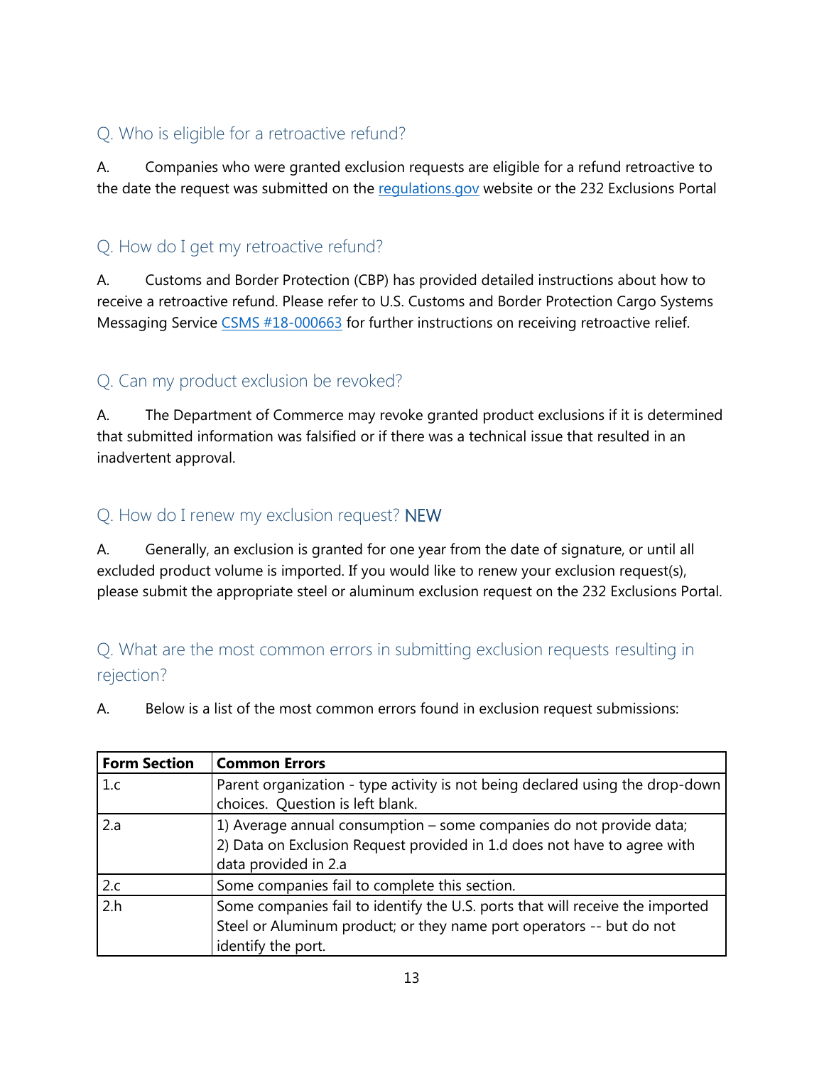## Q. Who is eligible for a retroactive refund?

A. Companies who were granted exclusion requests are eligible for a refund retroactive to the date the request was submitted on the [regulations.gov](regulations.gov) website or the 232 Exclusions Portal

## Q. How do I get my retroactive refund?

A. Customs and Border Protection (CBP) has provided detailed instructions about how to receive a retroactive refund. Please refer to U.S. Customs and Border Protection Cargo Systems Messaging Service [CSMS #18-000663]() for further instructions on receiving retroactive relief.

## Q. Can my product exclusion be revoked?

A. The Department of Commerce may revoke granted product exclusions if it is determined that submitted information was falsified or if there was a technical issue that resulted in an inadvertent approval.

## Q. How do I renew my exclusion request? NEW

A. Generally, an exclusion is granted for one year from the date of signature, or until all excluded product volume is imported. If you would like to renew your exclusion request(s), please submit the appropriate steel or aluminum exclusion request on the 232 Exclusions Portal.

## Q. What are the most common errors in submitting exclusion requests resulting in rejection?

A. Below is a list of the most common errors found in exclusion request submissions:

| Form Section | Common Errors |
|---|---|
| 1.c | Parent organization - type activity is not being declared using the drop-down choices. Question is left blank. |
| 2.a | 1) Average annual consumption – some companies do not provide data; 2) Data on Exclusion Request provided in 1.d does not have to agree with data provided in 2.a |
| 2.c | Some companies fail to complete this section. |
| 2.h | Some companies fail to identify the U.S. ports that will receive the imported Steel or Aluminum product; or they name port operators -- but do not identify the port. |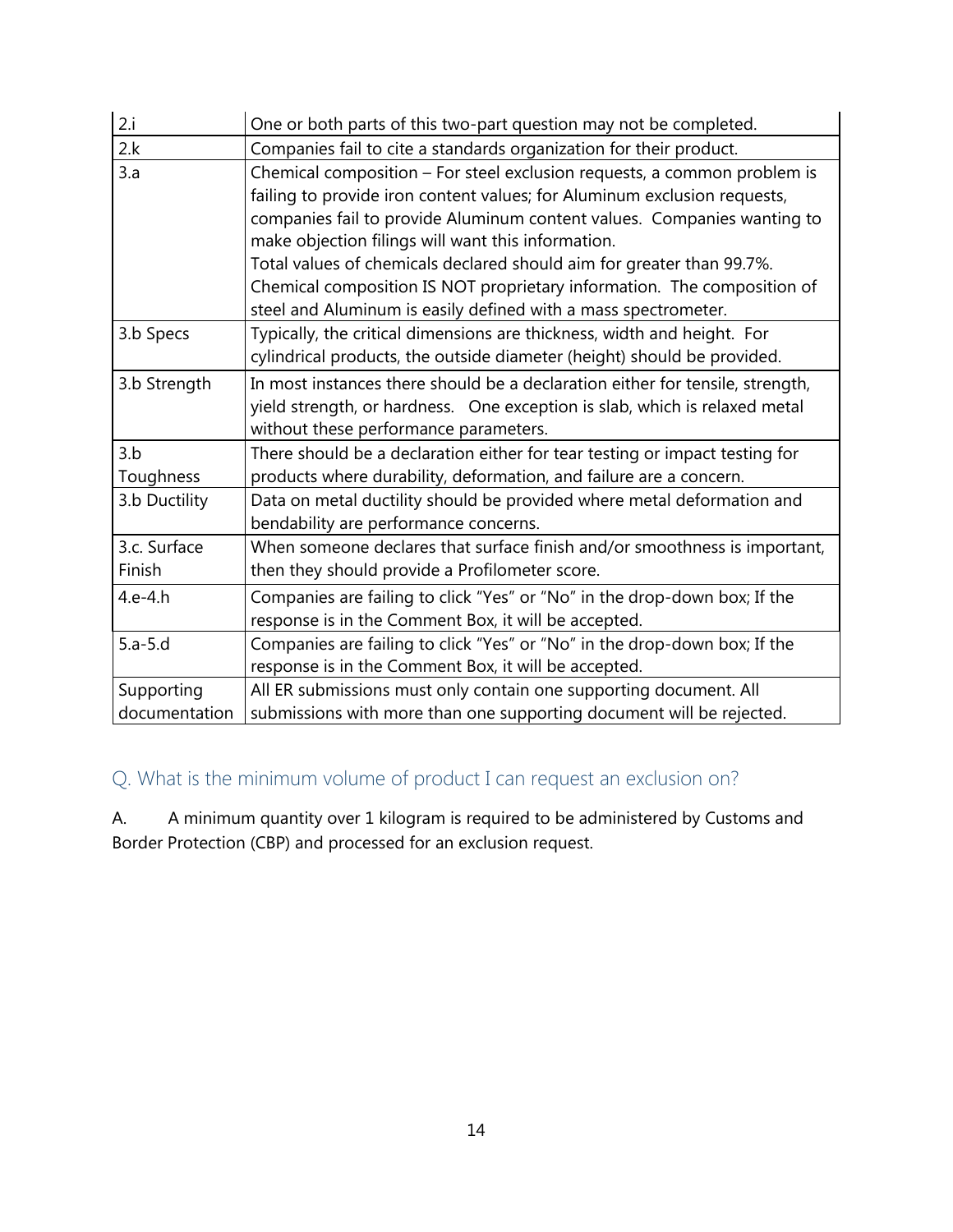| | |
|---|---|
| 2.i | One or both parts of this two-part question may not be completed. |
| 2.k | Companies fail to cite a standards organization for their product. |
| 3.a | Chemical composition – For steel exclusion requests, a common problem is failing to provide iron content values; for Aluminum exclusion requests, companies fail to provide Aluminum content values. Companies wanting to make objection filings will want this information.<br>Total values of chemicals declared should aim for greater than 99.7%.<br>Chemical composition IS NOT proprietary information. The composition of steel and Aluminum is easily defined with a mass spectrometer. |
| 3.b Specs | Typically, the critical dimensions are thickness, width and height. For cylindrical products, the outside diameter (height) should be provided. |
| 3.b Strength | In most instances there should be a declaration either for tensile, strength, yield strength, or hardness. One exception is slab, which is relaxed metal without these performance parameters. |
| 3.b Toughness | There should be a declaration either for tear testing or impact testing for products where durability, deformation, and failure are a concern. |
| 3.b Ductility | Data on metal ductility should be provided where metal deformation and bendability are performance concerns. |
| 3.c. Surface Finish | When someone declares that surface finish and/or smoothness is important, then they should provide a Profilometer score. |
| 4.e-4.h | Companies are failing to click "Yes" or "No" in the drop-down box; If the response is in the Comment Box, it will be accepted. |
| 5.a-5.d | Companies are failing to click "Yes" or "No" in the drop-down box; If the response is in the Comment Box, it will be accepted. |
| Supporting documentation | All ER submissions must only contain one supporting document. All submissions with more than one supporting document will be rejected. |

## Q. What is the minimum volume of product I can request an exclusion on?

A. A minimum quantity over 1 kilogram is required to be administered by Customs and Border Protection (CBP) and processed for an exclusion request.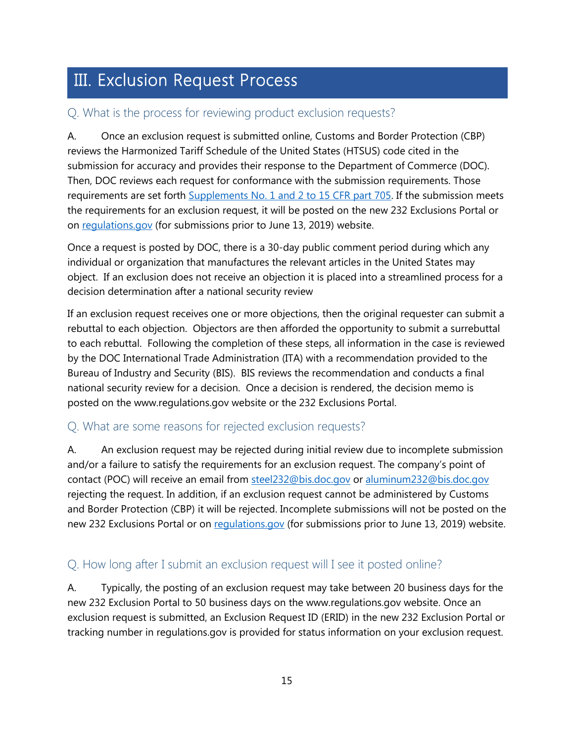# III. Exclusion Request Process

## Q. What is the process for reviewing product exclusion requests?

A. Once an exclusion request is submitted online, Customs and Border Protection (CBP) reviews the Harmonized Tariff Schedule of the United States (HTSUS) code cited in the submission for accuracy and provides their response to the Department of Commerce (DOC). Then, DOC reviews each request for conformance with the submission requirements. Those requirements are set forth Supplements No. 1 and 2 to 15 CFR part 705. If the submission meets the requirements for an exclusion request, it will be posted on the new 232 Exclusions Portal or on regulations.gov (for submissions prior to June 13, 2019) website.

Once a request is posted by DOC, there is a 30-day public comment period during which any individual or organization that manufactures the relevant articles in the United States may object. If an exclusion does not receive an objection it is placed into a streamlined process for a decision determination after a national security review

If an exclusion request receives one or more objections, then the original requester can submit a rebuttal to each objection. Objectors are then afforded the opportunity to submit a surrebuttal to each rebuttal. Following the completion of these steps, all information in the case is reviewed by the DOC International Trade Administration (ITA) with a recommendation provided to the Bureau of Industry and Security (BIS). BIS reviews the recommendation and conducts a final national security review for a decision. Once a decision is rendered, the decision memo is posted on the www.regulations.gov website or the 232 Exclusions Portal.

## Q. What are some reasons for rejected exclusion requests?

A. An exclusion request may be rejected during initial review due to incomplete submission and/or a failure to satisfy the requirements for an exclusion request. The company's point of contact (POC) will receive an email from steel232@bis.doc.gov or aluminum232@bis.doc.gov rejecting the request. In addition, if an exclusion request cannot be administered by Customs and Border Protection (CBP) it will be rejected. Incomplete submissions will not be posted on the new 232 Exclusions Portal or on regulations.gov (for submissions prior to June 13, 2019) website.

## Q. How long after I submit an exclusion request will I see it posted online?

A. Typically, the posting of an exclusion request may take between 20 business days for the new 232 Exclusion Portal to 50 business days on the www.regulations.gov website. Once an exclusion request is submitted, an Exclusion Request ID (ERID) in the new 232 Exclusion Portal or tracking number in regulations.gov is provided for status information on your exclusion request.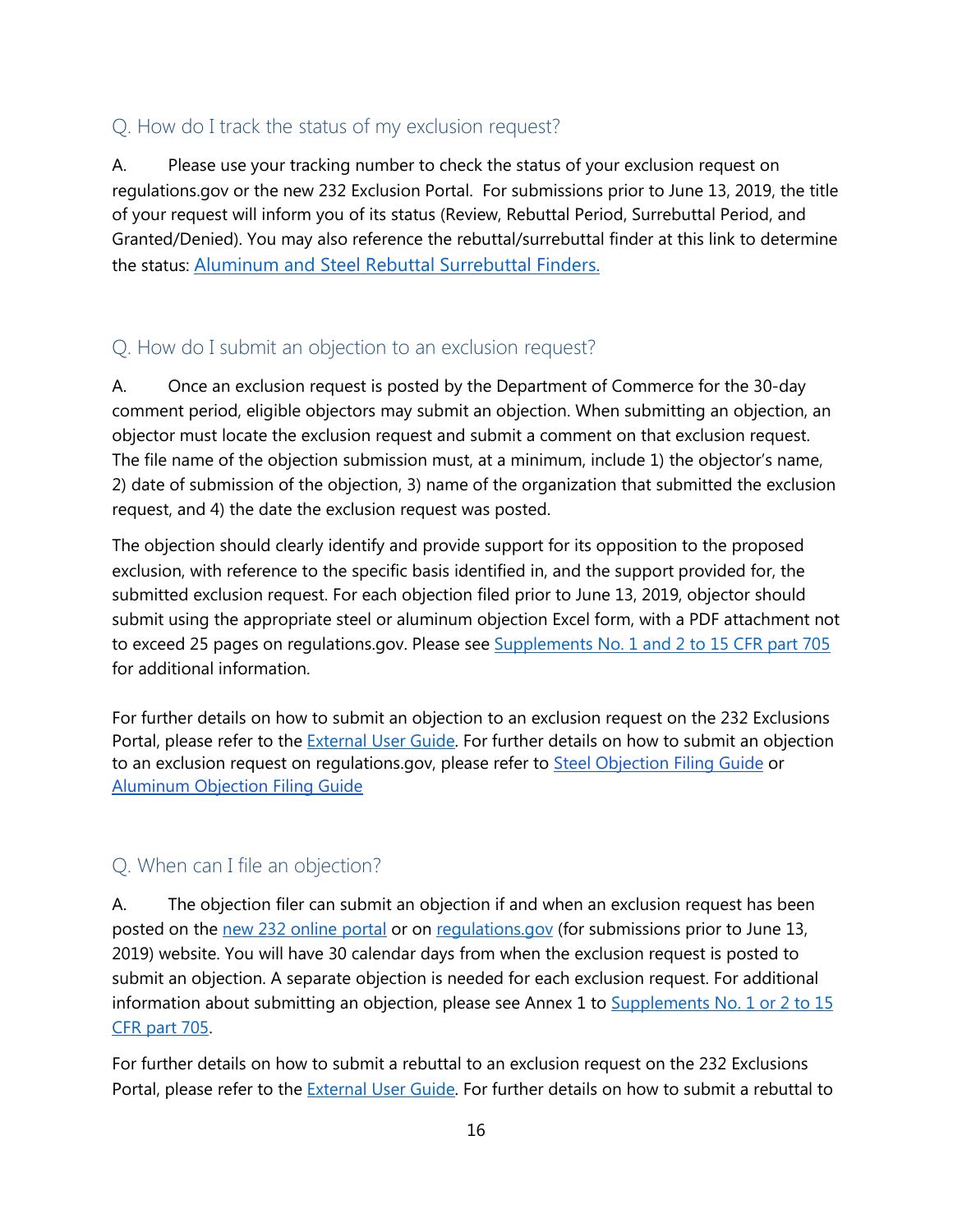## Q. How do I track the status of my exclusion request?

A. Please use your tracking number to check the status of your exclusion request on regulations.gov or the new 232 Exclusion Portal. For submissions prior to June 13, 2019, the title of your request will inform you of its status (Review, Rebuttal Period, Surrebuttal Period, and Granted/Denied). You may also reference the rebuttal/surrebuttal finder at this link to determine the status: Aluminum and Steel Rebuttal Surrebuttal Finders.

## Q. How do I submit an objection to an exclusion request?

A. Once an exclusion request is posted by the Department of Commerce for the 30-day comment period, eligible objectors may submit an objection. When submitting an objection, an objector must locate the exclusion request and submit a comment on that exclusion request. The file name of the objection submission must, at a minimum, include 1) the objector's name, 2) date of submission of the objection, 3) name of the organization that submitted the exclusion request, and 4) the date the exclusion request was posted.

The objection should clearly identify and provide support for its opposition to the proposed exclusion, with reference to the specific basis identified in, and the support provided for, the submitted exclusion request. For each objection filed prior to June 13, 2019, objector should submit using the appropriate steel or aluminum objection Excel form, with a PDF attachment not to exceed 25 pages on regulations.gov. Please see Supplements No. 1 and 2 to 15 CFR part 705 for additional information.

For further details on how to submit an objection to an exclusion request on the 232 Exclusions Portal, please refer to the External User Guide. For further details on how to submit an objection to an exclusion request on regulations.gov, please refer to Steel Objection Filing Guide or Aluminum Objection Filing Guide

## Q. When can I file an objection?

A. The objection filer can submit an objection if and when an exclusion request has been posted on the new 232 online portal or on regulations.gov (for submissions prior to June 13, 2019) website. You will have 30 calendar days from when the exclusion request is posted to submit an objection. A separate objection is needed for each exclusion request. For additional information about submitting an objection, please see Annex 1 to Supplements No. 1 or 2 to 15 CFR part 705.

For further details on how to submit a rebuttal to an exclusion request on the 232 Exclusions Portal, please refer to the External User Guide. For further details on how to submit a rebuttal to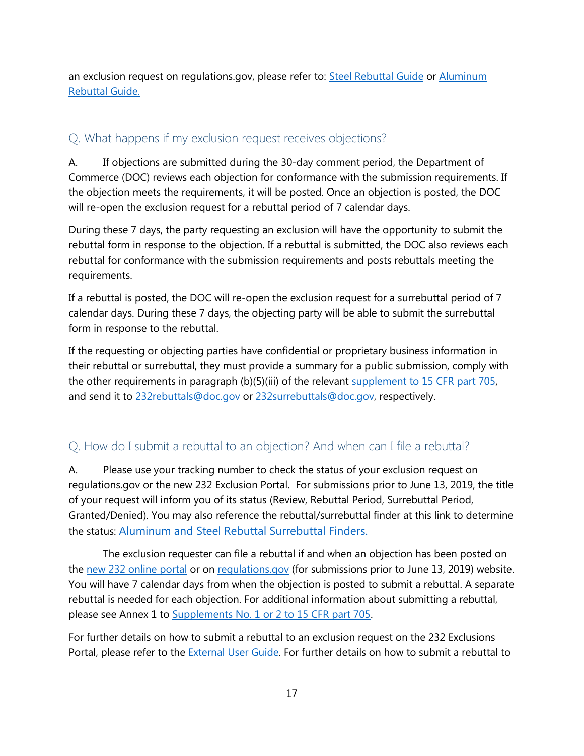an exclusion request on regulations.gov, please refer to: Steel Rebuttal Guide or Aluminum Rebuttal Guide.

## Q. What happens if my exclusion request receives objections?

A. If objections are submitted during the 30-day comment period, the Department of Commerce (DOC) reviews each objection for conformance with the submission requirements. If the objection meets the requirements, it will be posted. Once an objection is posted, the DOC will re-open the exclusion request for a rebuttal period of 7 calendar days.

During these 7 days, the party requesting an exclusion will have the opportunity to submit the rebuttal form in response to the objection. If a rebuttal is submitted, the DOC also reviews each rebuttal for conformance with the submission requirements and posts rebuttals meeting the requirements.

If a rebuttal is posted, the DOC will re-open the exclusion request for a surebuttal period of 7 calendar days. During these 7 days, the objecting party will be able to submit the surebuttal form in response to the rebuttal.

If the requesting or objecting parties have confidential or proprietary business information in their rebuttal or surebuttal, they must provide a summary for a public submission, comply with the other requirements in paragraph (b)(5)(iii) of the relevant supplement to 15 CFR part 705, and send it to 232rebuttals@doc.gov or 232surebuttals@doc.gov, respectively.

## Q. How do I submit a rebuttal to an objection? And when can I file a rebuttal?

A. Please use your tracking number to check the status of your exclusion request on regulations.gov or the new 232 Exclusion Portal. For submissions prior to June 13, 2019, the title of your request will inform you of its status (Review, Rebuttal Period, Surebuttal Period, Granted/Denied). You may also reference the rebuttal/surebuttal finder at this link to determine the status: Aluminum and Steel Rebuttal Surebuttal Finders.

The exclusion requester can file a rebuttal if and when an objection has been posted on the new 232 online portal or on regulations.gov (for submissions prior to June 13, 2019) website. You will have 7 calendar days from when the objection is posted to submit a rebuttal. A separate rebuttal is needed for each objection. For additional information about submitting a rebuttal, please see Annex 1 to Supplements No. 1 or 2 to 15 CFR part 705.

For further details on how to submit a rebuttal to an exclusion request on the 232 Exclusions Portal, please refer to the External User Guide. For further details on how to submit a rebuttal to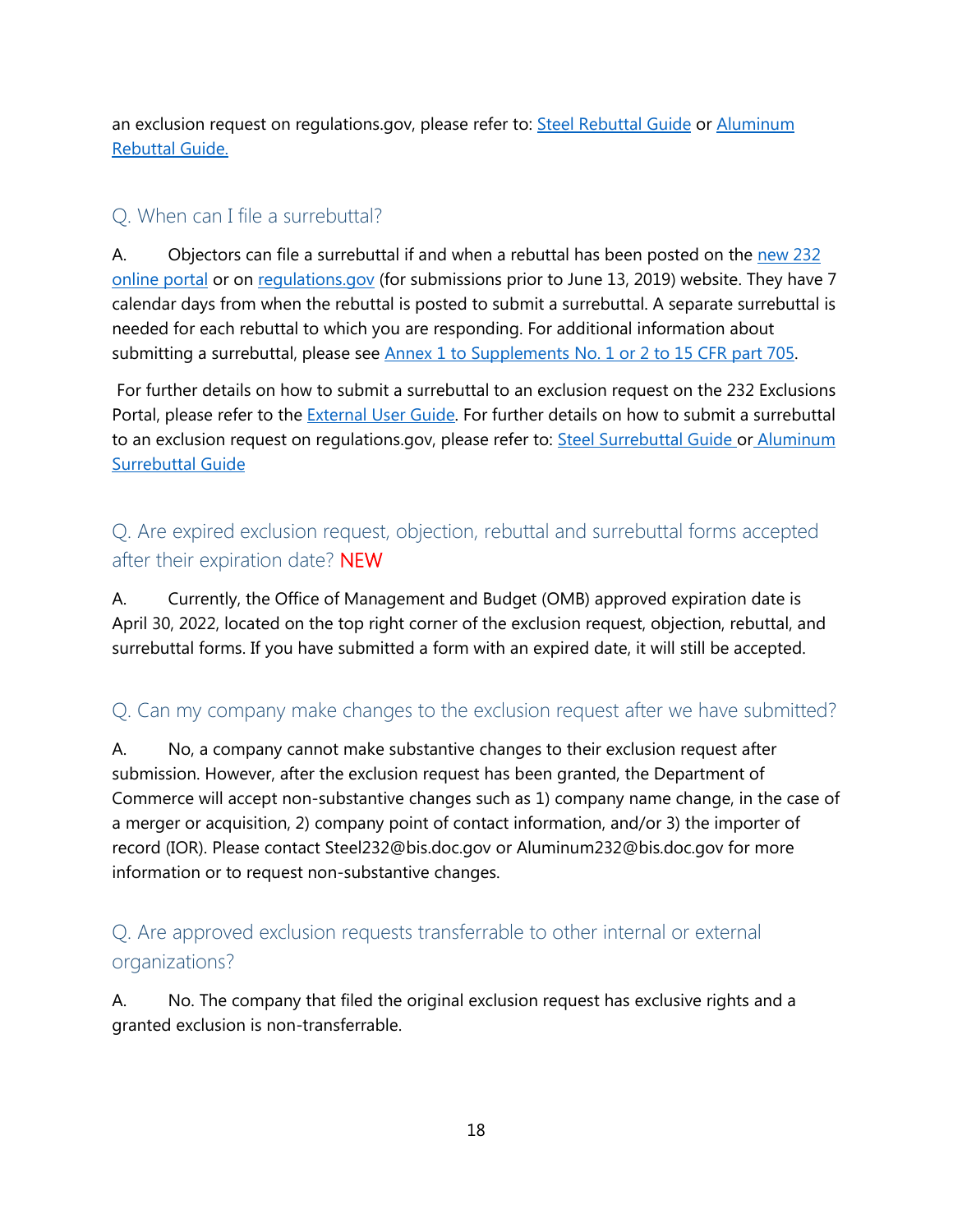an exclusion request on regulations.gov, please refer to: Steel Rebuttal Guide or Aluminum Rebuttal Guide.

## Q. When can I file a surrebuttal?

A. Objectors can file a surrebuttal if and when a rebuttal has been posted on the new 232 online portal or on regulations.gov (for submissions prior to June 13, 2019) website. They have 7 calendar days from when the rebuttal is posted to submit a surrebuttal. A separate surrebuttal is needed for each rebuttal to which you are responding. For additional information about submitting a surrebuttal, please see Annex 1 to Supplements No. 1 or 2 to 15 CFR part 705.

For further details on how to submit a surrebuttal to an exclusion request on the 232 Exclusions Portal, please refer to the External User Guide. For further details on how to submit a surrebuttal to an exclusion request on regulations.gov, please refer to: Steel Surrebuttal Guide or Aluminum Surrebuttal Guide

## Q. Are expired exclusion request, objection, rebuttal and surrebuttal forms accepted after their expiration date? NEW

A. Currently, the Office of Management and Budget (OMB) approved expiration date is April 30, 2022, located on the top right corner of the exclusion request, objection, rebuttal, and surrebuttal forms. If you have submitted a form with an expired date, it will still be accepted.

## Q. Can my company make changes to the exclusion request after we have submitted?

A. No, a company cannot make substantive changes to their exclusion request after submission. However, after the exclusion request has been granted, the Department of Commerce will accept non-substantive changes such as 1) company name change, in the case of a merger or acquisition, 2) company point of contact information, and/or 3) the importer of record (IOR). Please contact Steel232@bis.doc.gov or Aluminum232@bis.doc.gov for more information or to request non-substantive changes.

## Q. Are approved exclusion requests transferrable to other internal or external organizations?

A. No. The company that filed the original exclusion request has exclusive rights and a granted exclusion is non-transferrable.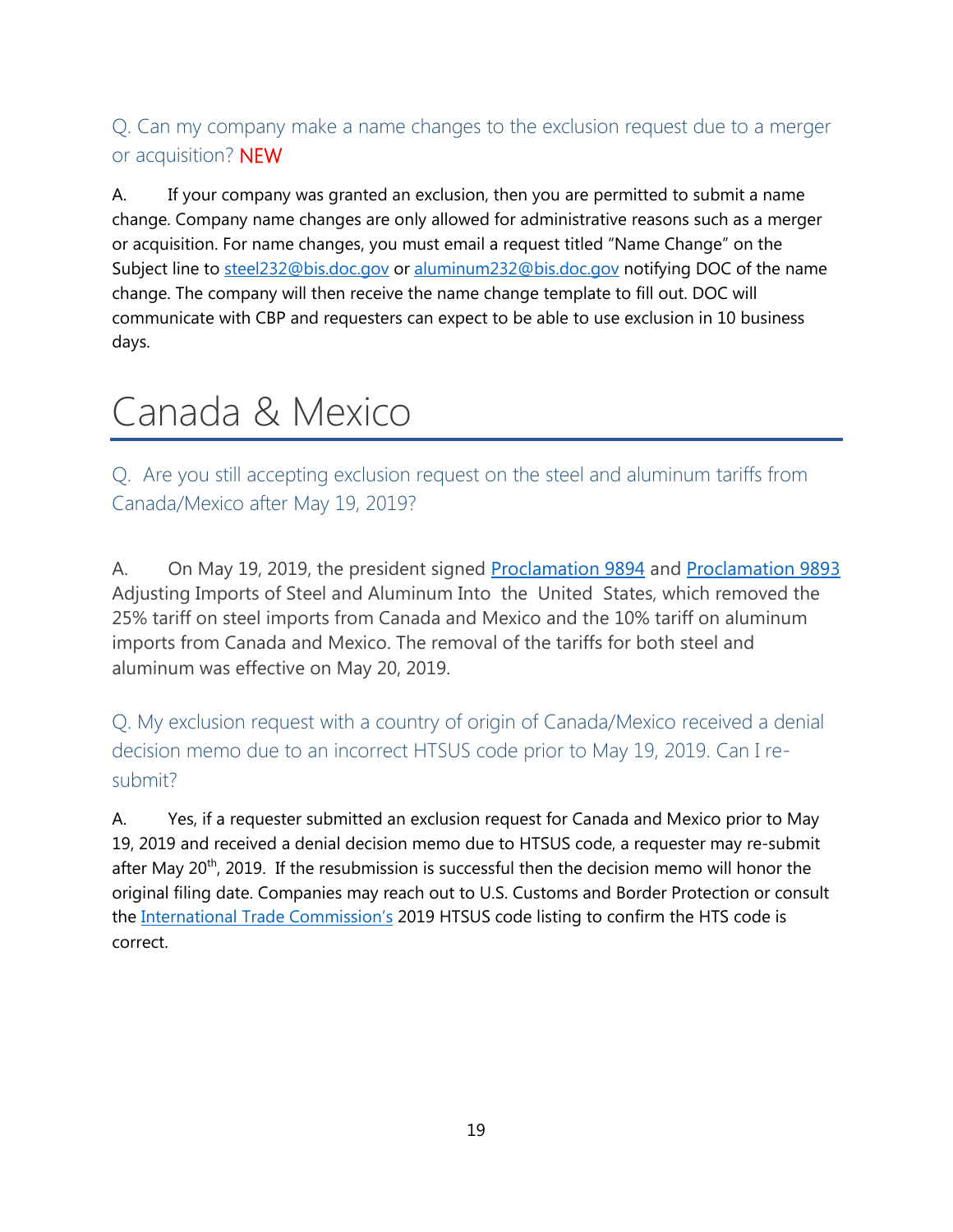### Q. Can my company make a name changes to the exclusion request due to a merger or acquisition? NEW

A. If your company was granted an exclusion, then you are permitted to submit a name change. Company name changes are only allowed for administrative reasons such as a merger or acquisition. For name changes, you must email a request titled "Name Change" on the Subject line to steel232@bis.doc.gov or aluminum232@bis.doc.gov notifying DOC of the name change. The company will then receive the name change template to fill out. DOC will communicate with CBP and requesters can expect to be able to use exclusion in 10 business days.

# Canada & Mexico

### Q. Are you still accepting exclusion request on the steel and aluminum tariffs from Canada/Mexico after May 19, 2019?

A. On May 19, 2019, the president signed Proclamation 9894 and Proclamation 9893 Adjusting Imports of Steel and Aluminum Into the United States, which removed the 25% tariff on steel imports from Canada and Mexico and the 10% tariff on aluminum imports from Canada and Mexico. The removal of the tariffs for both steel and aluminum was effective on May 20, 2019.

### Q. My exclusion request with a country of origin of Canada/Mexico received a denial decision memo due to an incorrect HTSUS code prior to May 19, 2019. Can I re-submit?

A. Yes, if a requester submitted an exclusion request for Canada and Mexico prior to May 19, 2019 and received a denial decision memo due to HTSUS code, a requester may re-submit after May 20th, 2019. If the resubmission is successful then the decision memo will honor the original filing date. Companies may reach out to U.S. Customs and Border Protection or consult the International Trade Commission's 2019 HTSUS code listing to confirm the HTS code is correct.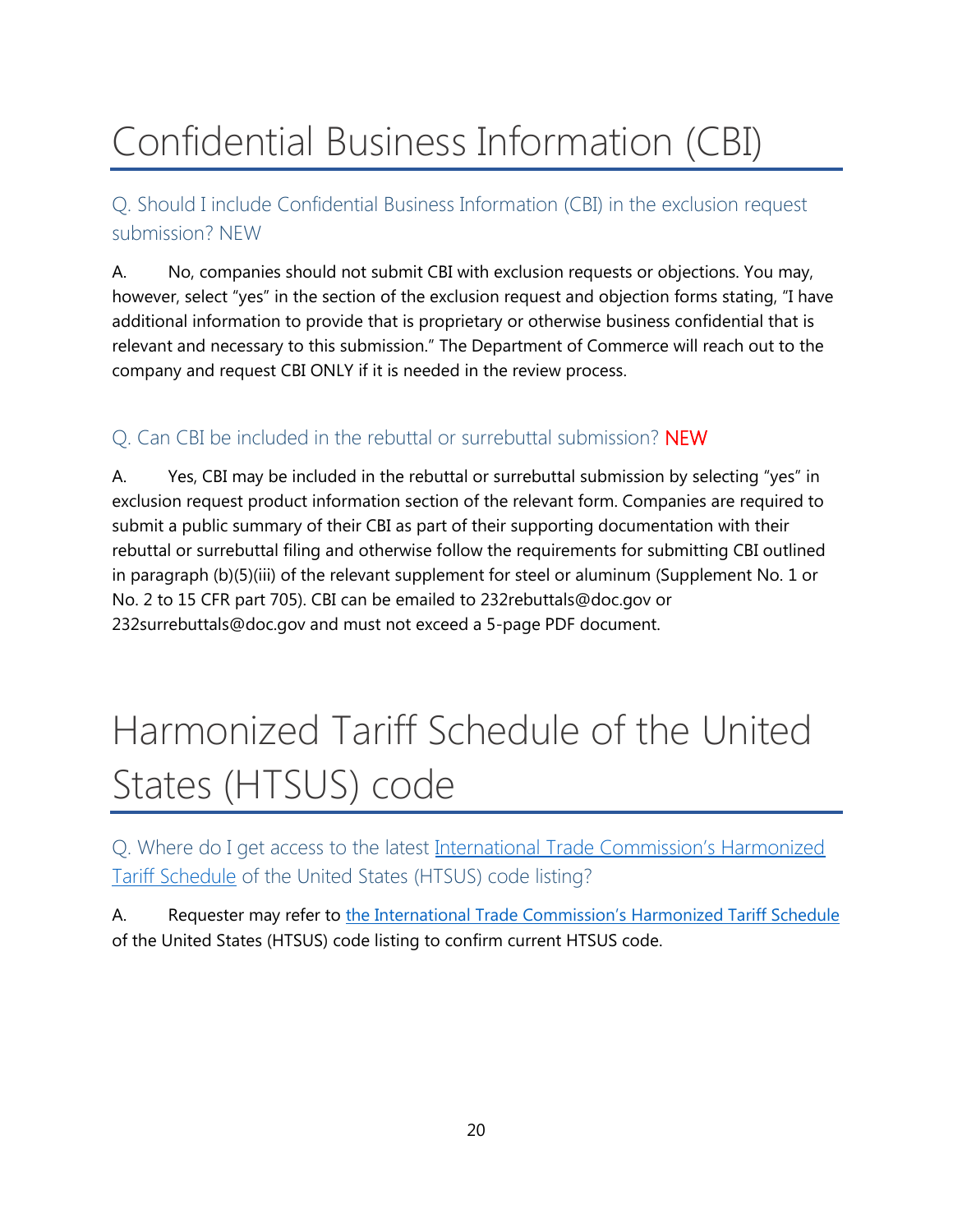# Confidential Business Information (CBI)

## Q. Should I include Confidential Business Information (CBI) in the exclusion request submission? NEW

A. No, companies should not submit CBI with exclusion requests or objections. You may, however, select "yes" in the section of the exclusion request and objection forms stating, "I have additional information to provide that is proprietary or otherwise business confidential that is relevant and necessary to this submission." The Department of Commerce will reach out to the company and request CBI ONLY if it is needed in the review process.

## Q. Can CBI be included in the rebuttal or surrebuttal submission? NEW

A. Yes, CBI may be included in the rebuttal or surrebuttal submission by selecting "yes" in exclusion request product information section of the relevant form. Companies are required to submit a public summary of their CBI as part of their supporting documentation with their rebuttal or surrebuttal filing and otherwise follow the requirements for submitting CBI outlined in paragraph (b)(5)(iii) of the relevant supplement for steel or aluminum (Supplement No. 1 or No. 2 to 15 CFR part 705). CBI can be emailed to 232rebuttals@doc.gov or 232surrebuttals@doc.gov and must not exceed a 5-page PDF document.

# Harmonized Tariff Schedule of the United States (HTSUS) code

## Q. Where do I get access to the latest International Trade Commission's Harmonized Tariff Schedule of the United States (HTSUS) code listing?

A. Requester may refer to the International Trade Commission's Harmonized Tariff Schedule of the United States (HTSUS) code listing to confirm current HTSUS code.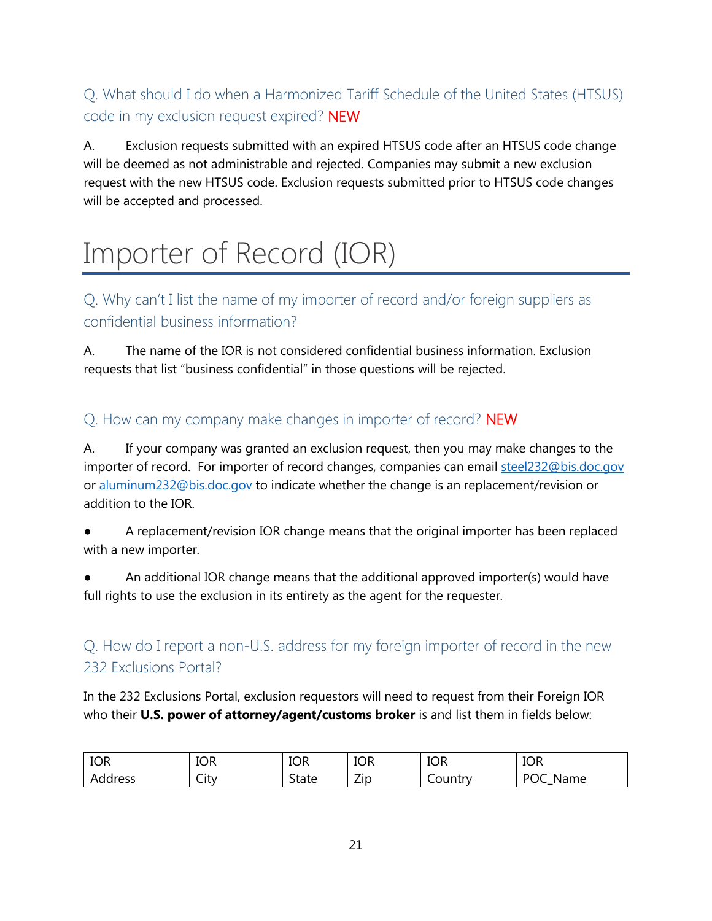### Q. What should I do when a Harmonized Tariff Schedule of the United States (HTSUS) code in my exclusion request expired? NEW

A. Exclusion requests submitted with an expired HTSUS code after an HTSUS code change will be deemed as not administrable and rejected. Companies may submit a new exclusion request with the new HTSUS code. Exclusion requests submitted prior to HTSUS code changes will be accepted and processed.

# Importer of Record (IOR)

### Q. Why can't I list the name of my importer of record and/or foreign suppliers as confidential business information?

A. The name of the IOR is not considered confidential business information. Exclusion requests that list "business confidential" in those questions will be rejected.

### Q. How can my company make changes in importer of record? NEW

A. If your company was granted an exclusion request, then you may make changes to the importer of record. For importer of record changes, companies can email steel232@bis.doc.gov or aluminum232@bis.doc.gov to indicate whether the change is an replacement/revision or addition to the IOR.

- A replacement/revision IOR change means that the original importer has been replaced with a new importer.
- An additional IOR change means that the additional approved importer(s) would have full rights to use the exclusion in its entirety as the agent for the requester.

### Q. How do I report a non-U.S. address for my foreign importer of record in the new 232 Exclusions Portal?

In the 232 Exclusions Portal, exclusion requestors will need to request from their Foreign IOR who their **U.S. power of attorney/agent/customs broker** is and list them in fields below:

| IOR Address | IOR City | IOR State | IOR Zip | IOR Country | IOR POC_Name |
|---|---|---|---|---|---|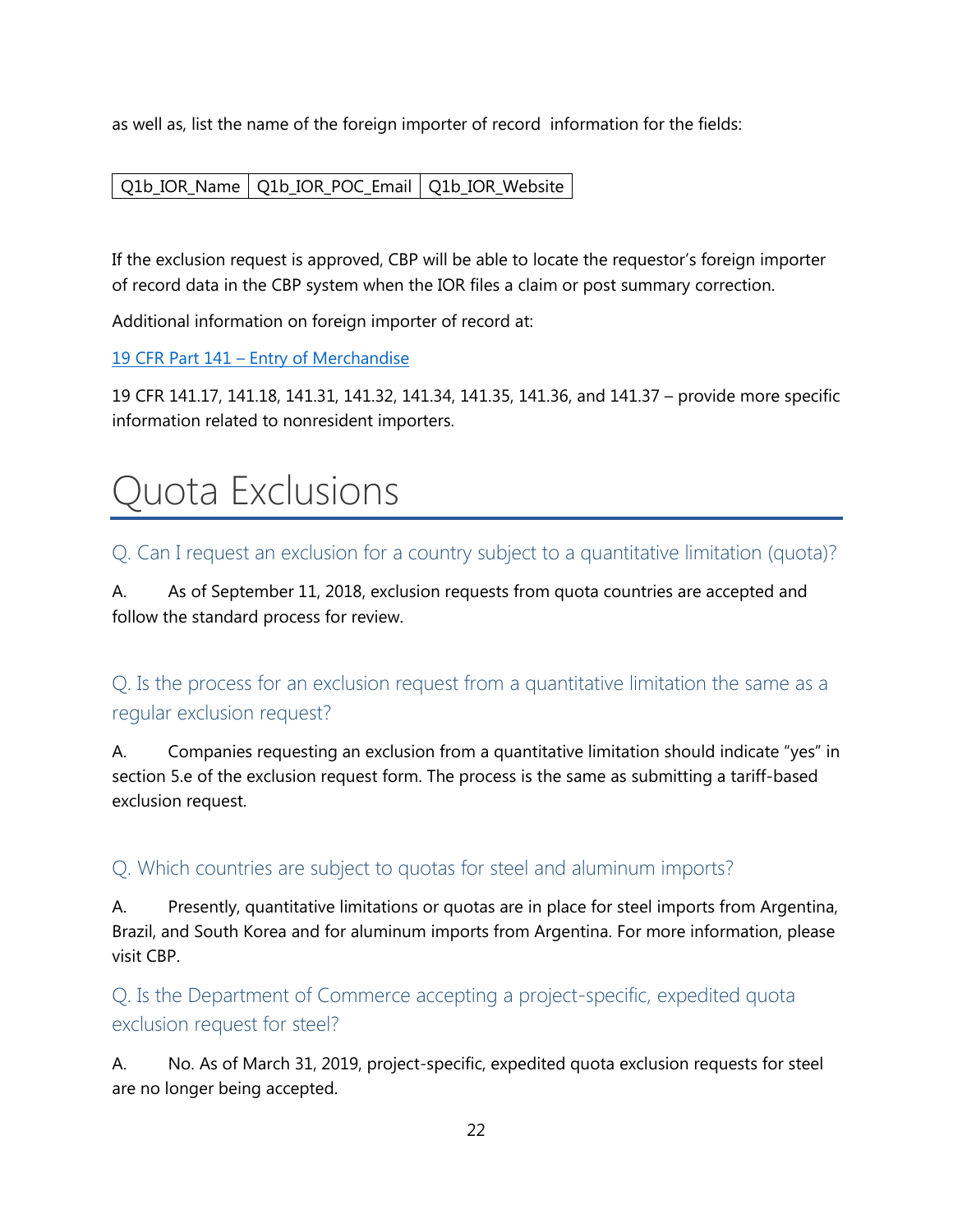as well as, list the name of the foreign importer of record  information for the fields:

| Q1b_IOR_Name | Q1b_IOR_POC_Email | Q1b_IOR_Website |
|---|---|---|

If the exclusion request is approved, CBP will be able to locate the requestor's foreign importer of record data in the CBP system when the IOR files a claim or post summary correction.

Additional information on foreign importer of record at:

[19 CFR Part 141 – Entry of Merchandise]()

19 CFR 141.17, 141.18, 141.31, 141.32, 141.34, 141.35, 141.36, and 141.37 – provide more specific information related to nonresident importers.

# Quota Exclusions

### Q. Can I request an exclusion for a country subject to a quantitative limitation (quota)?

A. As of September 11, 2018, exclusion requests from quota countries are accepted and follow the standard process for review.

### Q. Is the process for an exclusion request from a quantitative limitation the same as a regular exclusion request?

A. Companies requesting an exclusion from a quantitative limitation should indicate "yes" in section 5.e of the exclusion request form. The process is the same as submitting a tariff-based exclusion request.

### Q. Which countries are subject to quotas for steel and aluminum imports?

A. Presently, quantitative limitations or quotas are in place for steel imports from Argentina, Brazil, and South Korea and for aluminum imports from Argentina. For more information, please visit CBP.

### Q. Is the Department of Commerce accepting a project-specific, expedited quota exclusion request for steel?

A. No. As of March 31, 2019, project-specific, expedited quota exclusion requests for steel are no longer being accepted.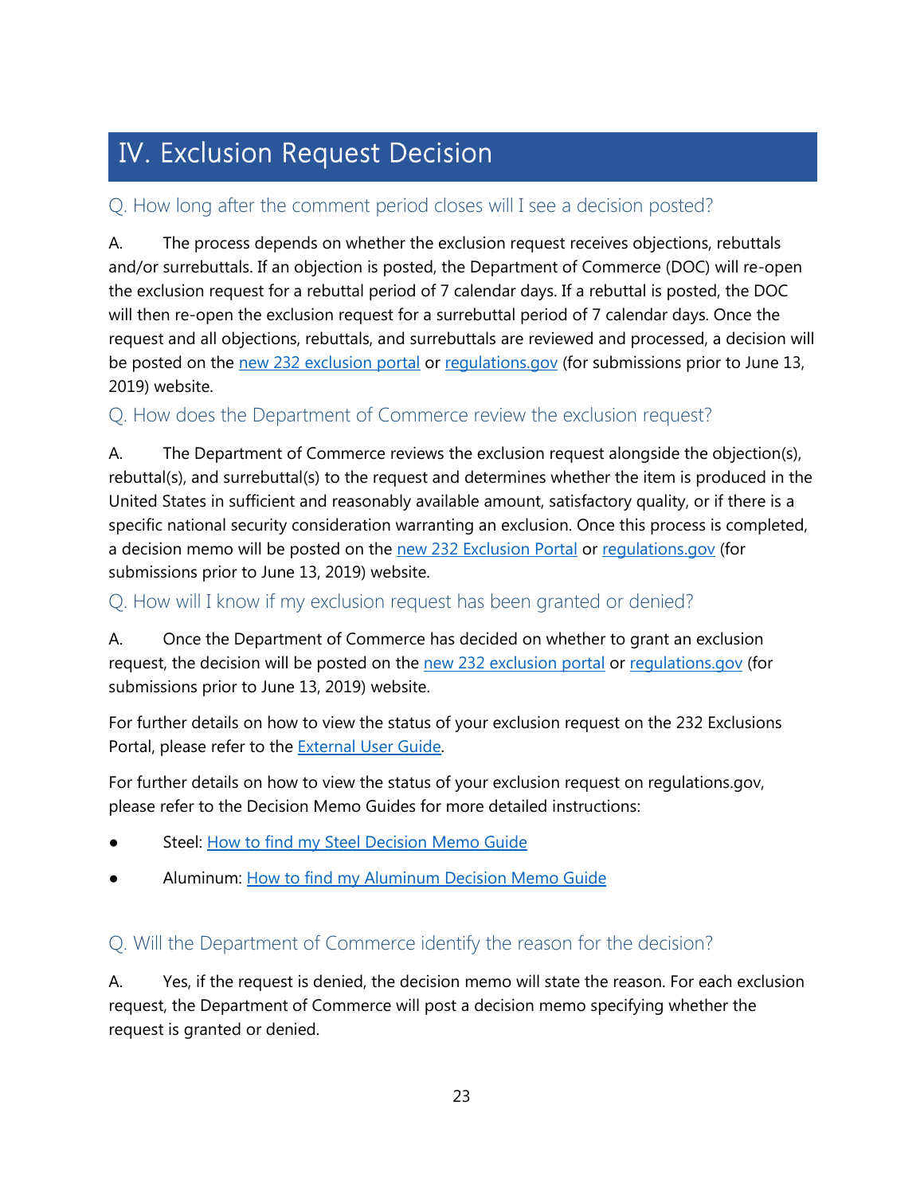## IV. Exclusion Request Decision

### Q. How long after the comment period closes will I see a decision posted?

A. The process depends on whether the exclusion request receives objections, rebuttals and/or surrebuttals. If an objection is posted, the Department of Commerce (DOC) will re-open the exclusion request for a rebuttal period of 7 calendar days. If a rebuttal is posted, the DOC will then re-open the exclusion request for a surrebuttal period of 7 calendar days. Once the request and all objections, rebuttals, and surrebuttals are reviewed and processed, a decision will be posted on the new 232 exclusion portal or regulations.gov (for submissions prior to June 13, 2019) website.

### Q. How does the Department of Commerce review the exclusion request?

A. The Department of Commerce reviews the exclusion request alongside the objection(s), rebuttal(s), and surrebuttal(s) to the request and determines whether the item is produced in the United States in sufficient and reasonably available amount, satisfactory quality, or if there is a specific national security consideration warranting an exclusion. Once this process is completed, a decision memo will be posted on the new 232 Exclusion Portal or regulations.gov (for submissions prior to June 13, 2019) website.

### Q. How will I know if my exclusion request has been granted or denied?

A. Once the Department of Commerce has decided on whether to grant an exclusion request, the decision will be posted on the new 232 exclusion portal or regulations.gov (for submissions prior to June 13, 2019) website.

For further details on how to view the status of your exclusion request on the 232 Exclusions Portal, please refer to the External User Guide.

For further details on how to view the status of your exclusion request on regulations.gov, please refer to the Decision Memo Guides for more detailed instructions:

- Steel: How to find my Steel Decision Memo Guide
- Aluminum: How to find my Aluminum Decision Memo Guide

### Q. Will the Department of Commerce identify the reason for the decision?

A. Yes, if the request is denied, the decision memo will state the reason. For each exclusion request, the Department of Commerce will post a decision memo specifying whether the request is granted or denied.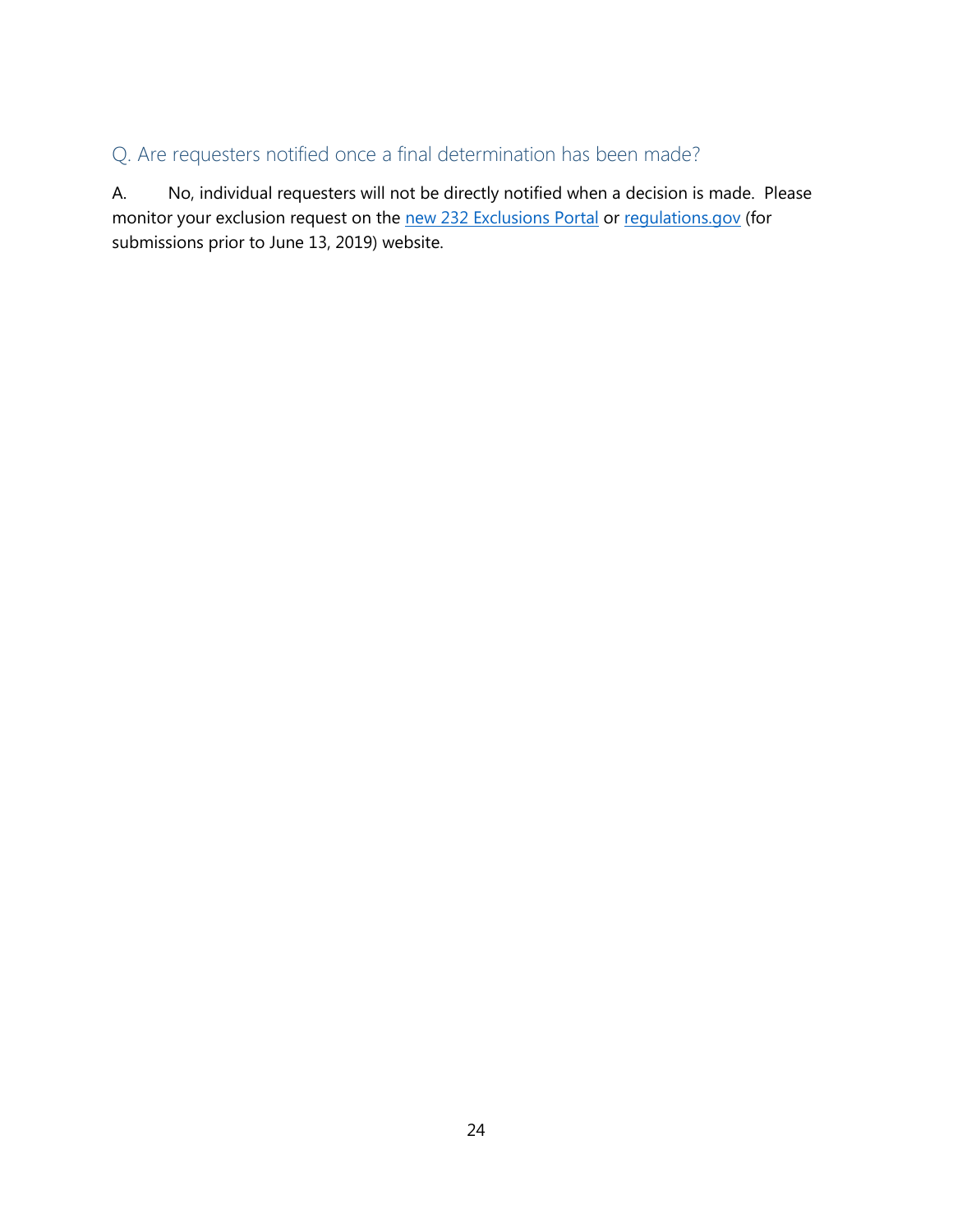### Q. Are requesters notified once a final determination has been made?

A. No, individual requesters will not be directly notified when a decision is made. Please monitor your exclusion request on the new 232 Exclusions Portal or regulations.gov (for submissions prior to June 13, 2019) website.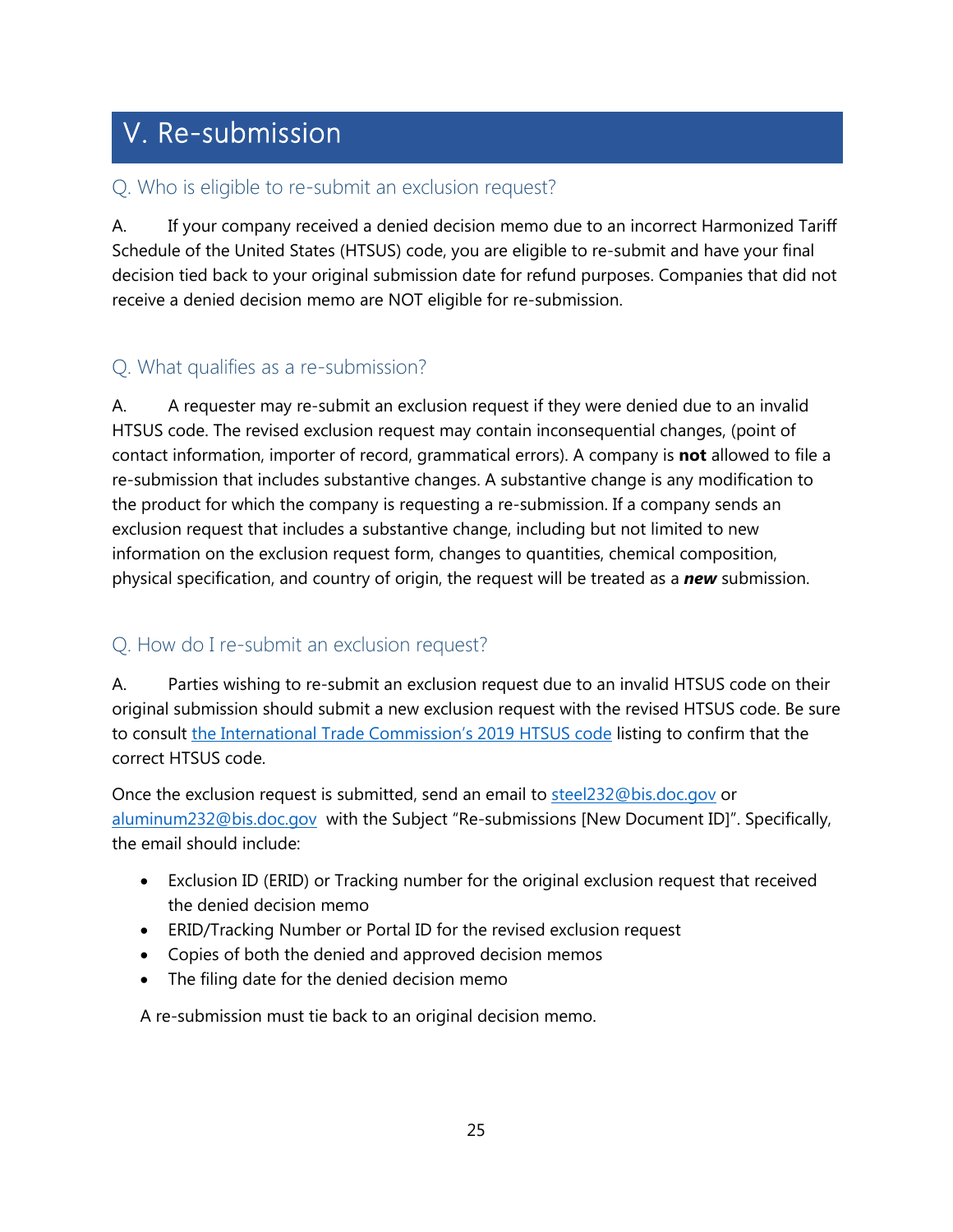# V. Re-submission

### Q. Who is eligible to re-submit an exclusion request?

A. If your company received a denied decision memo due to an incorrect Harmonized Tariff Schedule of the United States (HTSUS) code, you are eligible to re-submit and have your final decision tied back to your original submission date for refund purposes. Companies that did not receive a denied decision memo are NOT eligible for re-submission.

### Q. What qualifies as a re-submission?

A. A requester may re-submit an exclusion request if they were denied due to an invalid HTSUS code. The revised exclusion request may contain inconsequential changes, (point of contact information, importer of record, grammatical errors). A company is **not** allowed to file a re-submission that includes substantive changes. A substantive change is any modification to the product for which the company is requesting a re-submission. If a company sends an exclusion request that includes a substantive change, including but not limited to new information on the exclusion request form, changes to quantities, chemical composition, physical specification, and country of origin, the request will be treated as a ***new*** submission.

### Q. How do I re-submit an exclusion request?

A. Parties wishing to re-submit an exclusion request due to an invalid HTSUS code on their original submission should submit a new exclusion request with the revised HTSUS code. Be sure to consult the International Trade Commission's 2019 HTSUS code listing to confirm that the correct HTSUS code.

Once the exclusion request is submitted, send an email to steel232@bis.doc.gov or aluminum232@bis.doc.gov with the Subject "Re-submissions [New Document ID]". Specifically, the email should include:

- Exclusion ID (ERID) or Tracking number for the original exclusion request that received the denied decision memo
- ERID/Tracking Number or Portal ID for the revised exclusion request
- Copies of both the denied and approved decision memos
- The filing date for the denied decision memo

A re-submission must tie back to an original decision memo.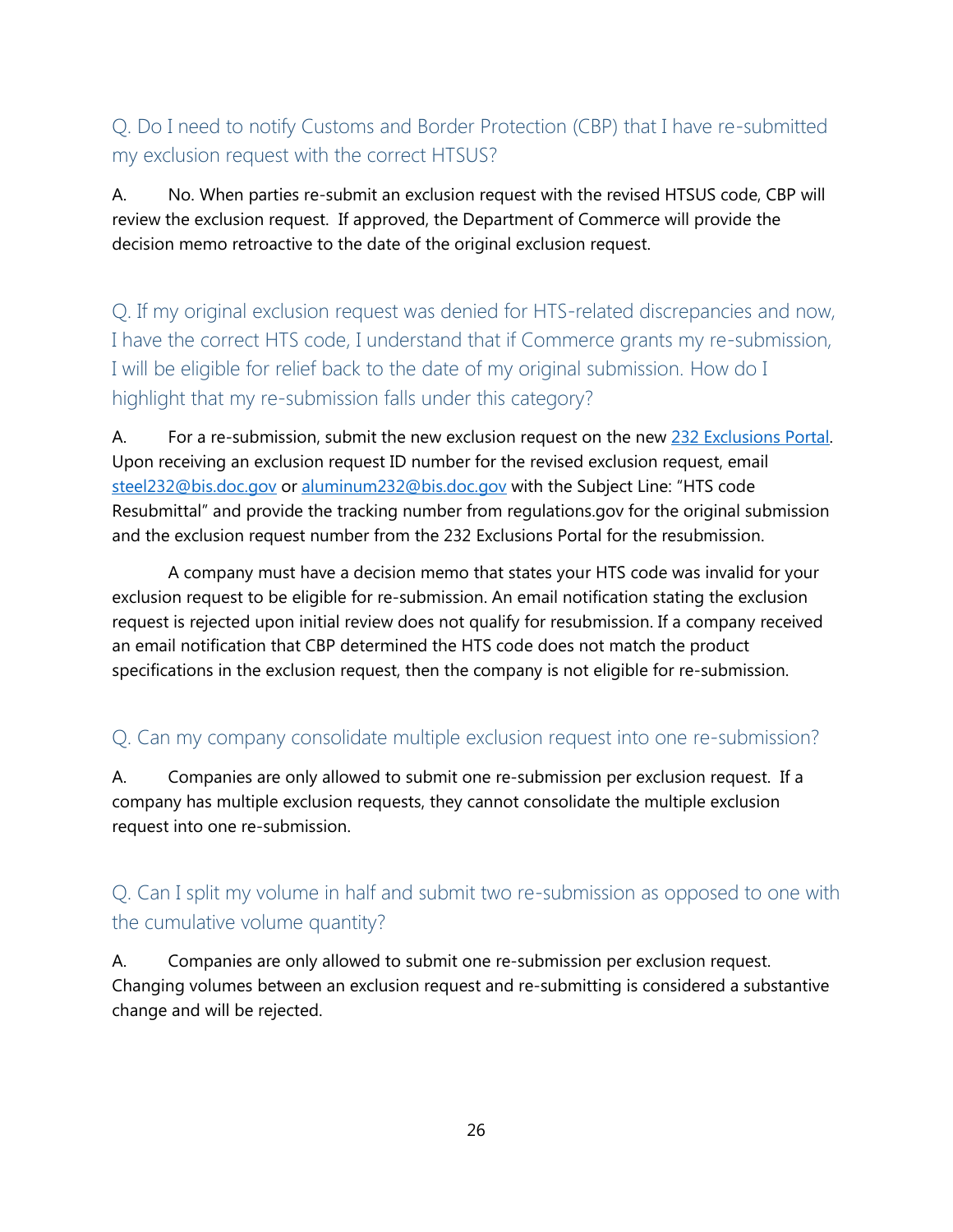### Q. Do I need to notify Customs and Border Protection (CBP) that I have re-submitted my exclusion request with the correct HTSUS?

A. No. When parties re-submit an exclusion request with the revised HTSUS code, CBP will review the exclusion request. If approved, the Department of Commerce will provide the decision memo retroactive to the date of the original exclusion request.

### Q. If my original exclusion request was denied for HTS-related discrepancies and now, I have the correct HTS code, I understand that if Commerce grants my re-submission, I will be eligible for relief back to the date of my original submission. How do I highlight that my re-submission falls under this category?

A. For a re-submission, submit the new exclusion request on the new [232 Exclusions Portal](). Upon receiving an exclusion request ID number for the revised exclusion request, email [steel232@bis.doc.gov]() or [aluminum232@bis.doc.gov]() with the Subject Line: "HTS code Resubmittal" and provide the tracking number from regulations.gov for the original submission and the exclusion request number from the 232 Exclusions Portal for the resubmission.

A company must have a decision memo that states your HTS code was invalid for your exclusion request to be eligible for re-submission. An email notification stating the exclusion request is rejected upon initial review does not qualify for resubmission. If a company received an email notification that CBP determined the HTS code does not match the product specifications in the exclusion request, then the company is not eligible for re-submission.

### Q. Can my company consolidate multiple exclusion request into one re-submission?

A. Companies are only allowed to submit one re-submission per exclusion request. If a company has multiple exclusion requests, they cannot consolidate the multiple exclusion request into one re-submission.

### Q. Can I split my volume in half and submit two re-submission as opposed to one with the cumulative volume quantity?

A. Companies are only allowed to submit one re-submission per exclusion request. Changing volumes between an exclusion request and re-submitting is considered a substantive change and will be rejected.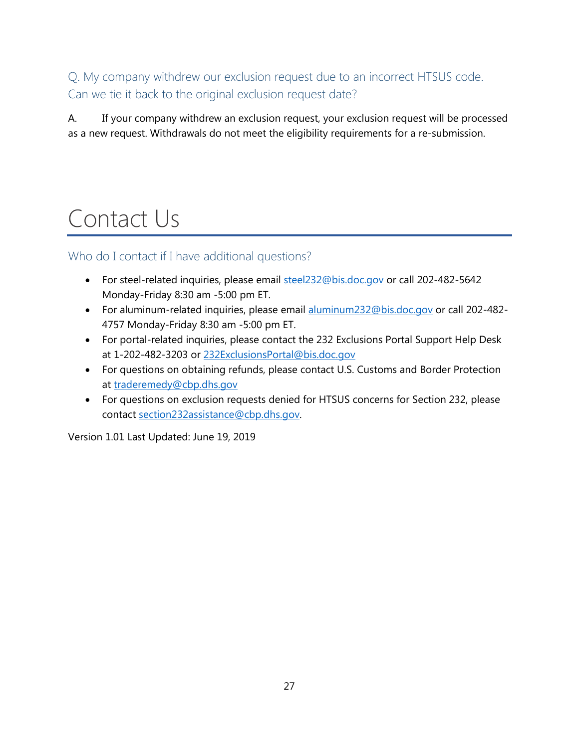### Q. My company withdrew our exclusion request due to an incorrect HTSUS code. Can we tie it back to the original exclusion request date?

A. If your company withdrew an exclusion request, your exclusion request will be processed as a new request. Withdrawals do not meet the eligibility requirements for a re-submission.

# Contact Us

### Who do I contact if I have additional questions?

- For steel-related inquiries, please email steel232@bis.doc.gov or call 202-482-5642 Monday-Friday 8:30 am -5:00 pm ET.
- For aluminum-related inquiries, please email aluminum232@bis.doc.gov or call 202-482-4757 Monday-Friday 8:30 am -5:00 pm ET.
- For portal-related inquiries, please contact the 232 Exclusions Portal Support Help Desk at 1-202-482-3203 or 232ExclusionsPortal@bis.doc.gov
- For questions on obtaining refunds, please contact U.S. Customs and Border Protection at traderemedy@cbp.dhs.gov
- For questions on exclusion requests denied for HTSUS concerns for Section 232, please contact section232assistance@cbp.dhs.gov.

Version 1.01 Last Updated: June 19, 2019